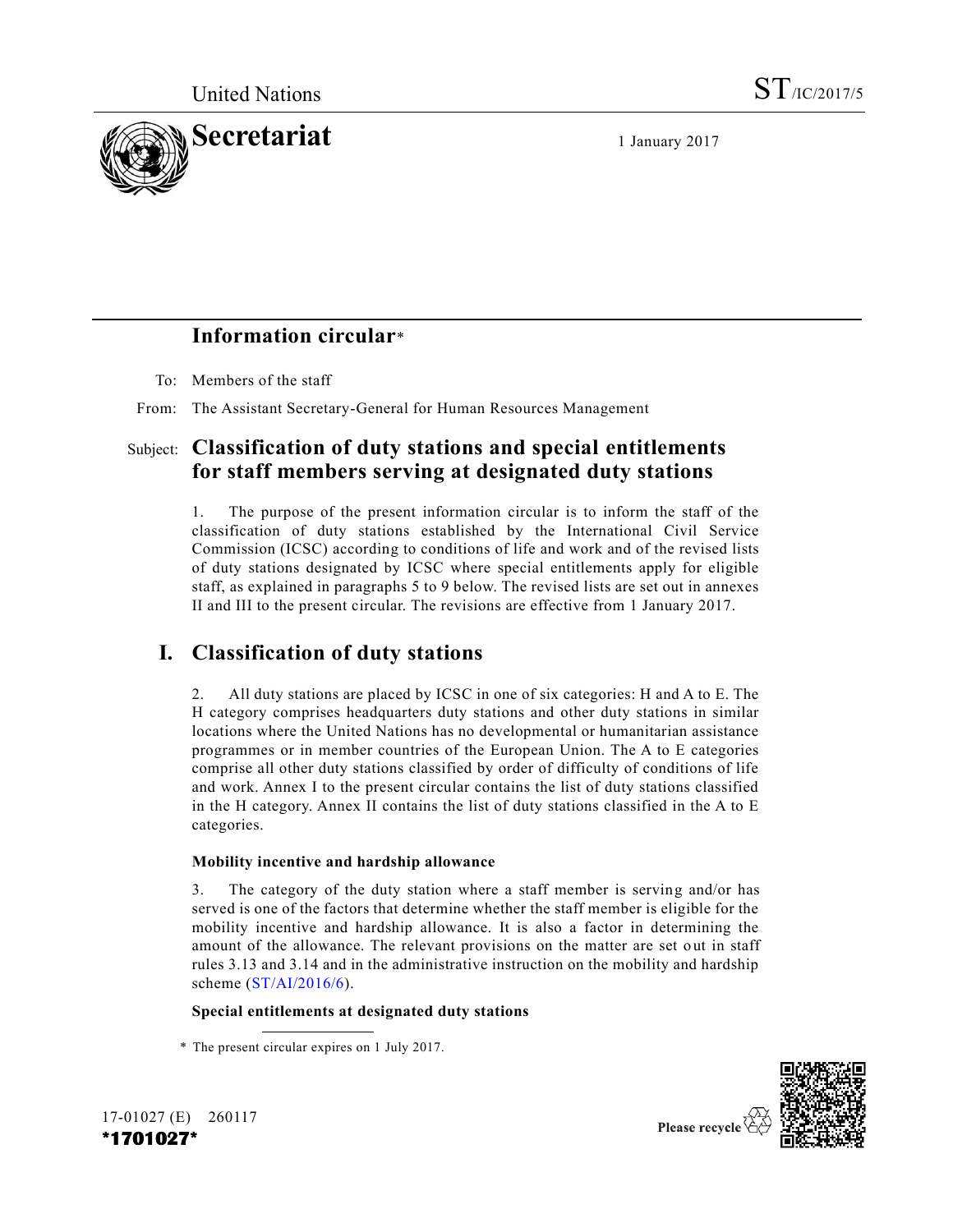United Nations ST/IC/2017/5

Secretariat

1 January 2017

# Information circular*

To: Members of the staff

From: The Assistant Secretary-General for Human Resources Management

Subject: **Classification of duty stations and special entitlements for staff members serving at designated duty stations**

1. The purpose of the present information circular is to inform the staff of the classification of duty stations established by the International Civil Service Commission (ICSC) according to conditions of life and work and of the revised lists of duty stations designated by ICSC where special entitlements apply for eligible staff, as explained in paragraphs 5 to 9 below. The revised lists are set out in annexes II and III to the present circular. The revisions are effective from 1 January 2017.

## I. Classification of duty stations

2. All duty stations are placed by ICSC in one of six categories: H and A to E. The H category comprises headquarters duty stations and other duty stations in similar locations where the United Nations has no developmental or humanitarian assistance programmes or in member countries of the European Union. The A to E categories comprise all other duty stations classified by order of difficulty of conditions of life and work. Annex I to the present circular contains the list of duty stations classified in the H category. Annex II contains the list of duty stations classified in the A to E categories.

### Mobility incentive and hardship allowance

3. The category of the duty station where a staff member is serving and/or has served is one of the factors that determine whether the staff member is eligible for the mobility incentive and hardship allowance. It is also a factor in determining the amount of the allowance. The relevant provisions on the matter are set out in staff rules 3.13 and 3.14 and in the administrative instruction on the mobility and hardship scheme (ST/AI/2016/6).

### Special entitlements at designated duty stations

\* The present circular expires on 1 July 2017.

17-01027 (E) 260117

*1701027*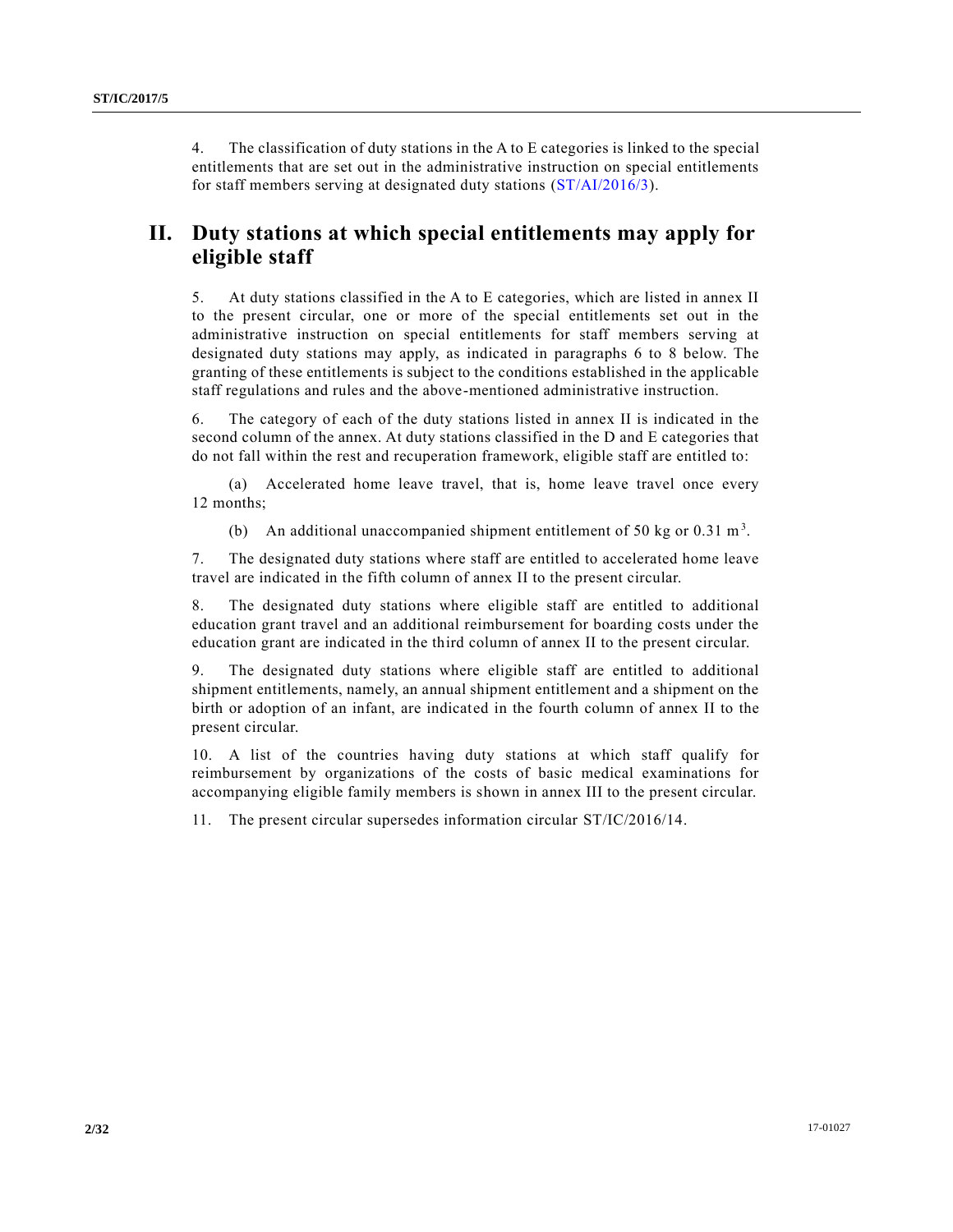4. The classification of duty stations in the A to E categories is linked to the special entitlements that are set out in the administrative instruction on special entitlements for staff members serving at designated duty stations (ST/AI/2016/3).

## II. Duty stations at which special entitlements may apply for eligible staff

5. At duty stations classified in the A to E categories, which are listed in annex II to the present circular, one or more of the special entitlements set out in the administrative instruction on special entitlements for staff members serving at designated duty stations may apply, as indicated in paragraphs 6 to 8 below. The granting of these entitlements is subject to the conditions established in the applicable staff regulations and rules and the above-mentioned administrative instruction.

6. The category of each of the duty stations listed in annex II is indicated in the second column of the annex. At duty stations classified in the D and E categories that do not fall within the rest and recuperation framework, eligible staff are entitled to:

(a) Accelerated home leave travel, that is, home leave travel once every 12 months;

(b) An additional unaccompanied shipment entitlement of 50 kg or 0.31 $m^3$.

7. The designated duty stations where staff are entitled to accelerated home leave travel are indicated in the fifth column of annex II to the present circular.

8. The designated duty stations where eligible staff are entitled to additional education grant travel and an additional reimbursement for boarding costs under the education grant are indicated in the third column of annex II to the present circular.

9. The designated duty stations where eligible staff are entitled to additional shipment entitlements, namely, an annual shipment entitlement and a shipment on the birth or adoption of an infant, are indicated in the fourth column of annex II to the present circular.

10. A list of the countries having duty stations at which staff qualify for reimbursement by organizations of the costs of basic medical examinations for accompanying eligible family members is shown in annex III to the present circular.

11. The present circular supersedes information circular ST/IC/2016/14.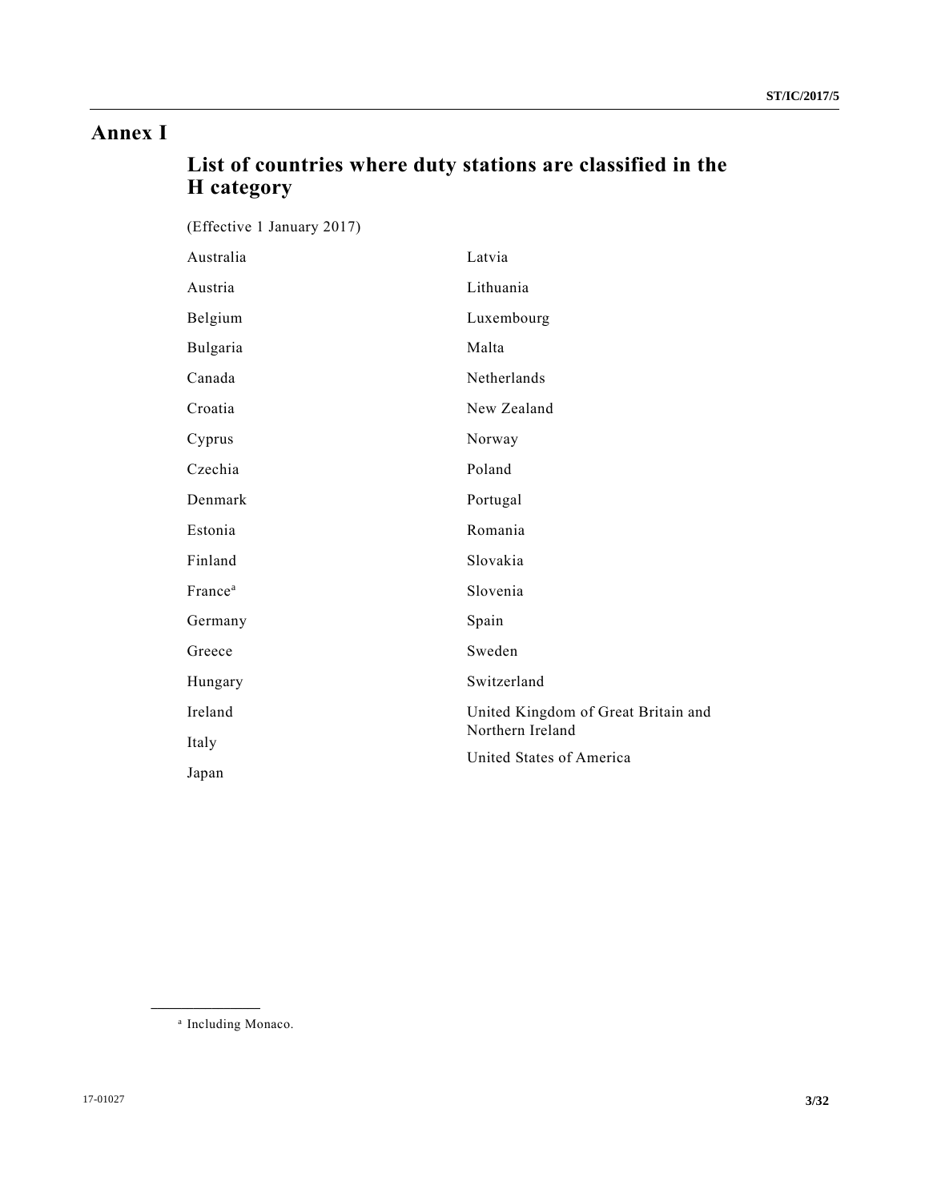# Annex I

## List of countries where duty stations are classified in the H category

(Effective 1 January 2017)

Australia

Austria

Belgium

Bulgaria

Canada

Croatia

Cyprus

Czechia

Denmark

Estonia

Finland

France[a]

Germany

Greece

Hungary

Ireland

Italy

Japan

Latvia

Lithuania

Luxembourg

Malta

Netherlands

New Zealand

Norway

Poland

Portugal

Romania

Slovakia

Slovenia

Spain

Sweden

Switzerland

United Kingdom of Great Britain and Northern Ireland

United States of America

---

[a] Including Monaco.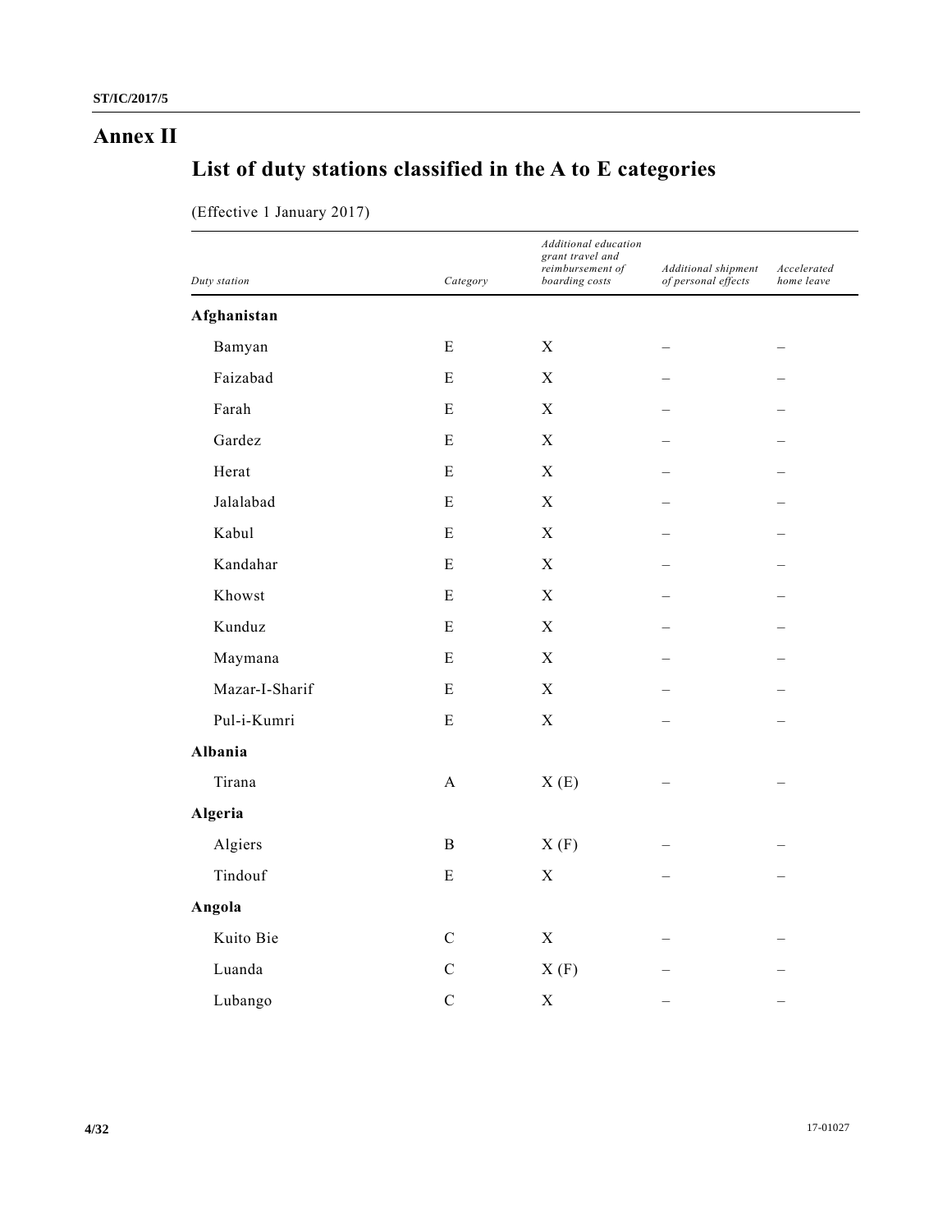# Annex II

## List of duty stations classified in the A to E categories

(Effective 1 January 2017)

| *Duty station* | *Category* | *Additional education grant travel and reimbursement of boarding costs* | *Additional shipment of personal effects* | *Accelerated home leave* |
|---|---|---|---|---|
| **Afghanistan** | | | | |
| Bamyan | E | X | – | – |
| Faizabad | E | X | – | – |
| Farah | E | X | – | – |
| Gardez | E | X | – | – |
| Herat | E | X | – | – |
| Jalalabad | E | X | – | – |
| Kabul | E | X | – | – |
| Kandahar | E | X | – | – |
| Khowst | E | X | – | – |
| Kunduz | E | X | – | – |
| Maymana | E | X | – | – |
| Mazar-I-Sharif | E | X | – | – |
| Pul-i-Kumri | E | X | – | – |
| **Albania** | | | | |
| Tirana | A | X (E) | – | – |
| **Algeria** | | | | |
| Algiers | B | X (F) | – | – |
| Tindouf | E | X | – | – |
| **Angola** | | | | |
| Kuito Bie | C | X | – | – |
| Luanda | C | X (F) | – | – |
| Lubango | C | X | – | – |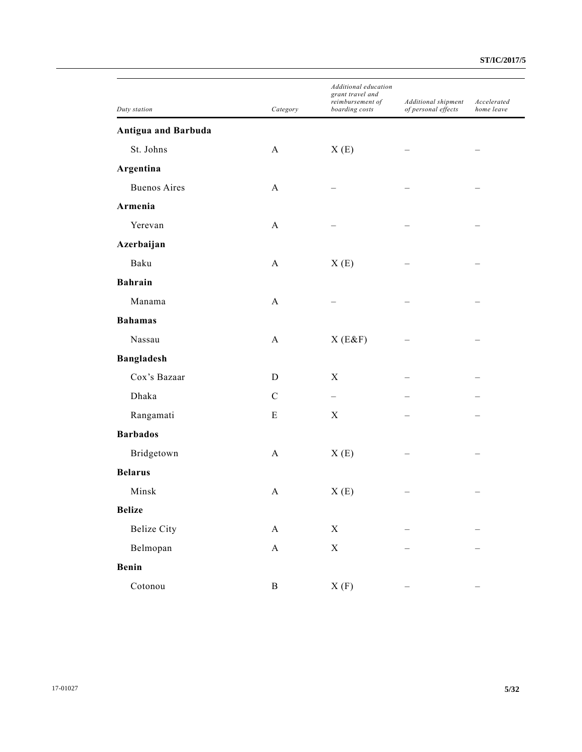| Duty station | Category | Additional education grant travel and reimbursement of boarding costs | Additional shipment of personal effects | Accelerated home leave |
|---|---|---|---|---|
| **Antigua and Barbuda** | | | | |
| St. Johns | A | X (E) | – | – |
| **Argentina** | | | | |
| Buenos Aires | A | – | – | – |
| **Armenia** | | | | |
| Yerevan | A | – | – | – |
| **Azerbaijan** | | | | |
| Baku | A | X (E) | – | – |
| **Bahrain** | | | | |
| Manama | A | – | – | – |
| **Bahamas** | | | | |
| Nassau | A | X (E&F) | – | – |
| **Bangladesh** | | | | |
| Cox's Bazaar | D | X | – | – |
| Dhaka | C | – | – | – |
| Rangamati | E | X | – | – |
| **Barbados** | | | | |
| Bridgetown | A | X (E) | – | – |
| **Belarus** | | | | |
| Minsk | A | X (E) | – | – |
| **Belize** | | | | |
| Belize City | A | X | – | – |
| Belmopan | A | X | – | – |
| **Benin** | | | | |
| Cotonou | B | X (F) | – | – |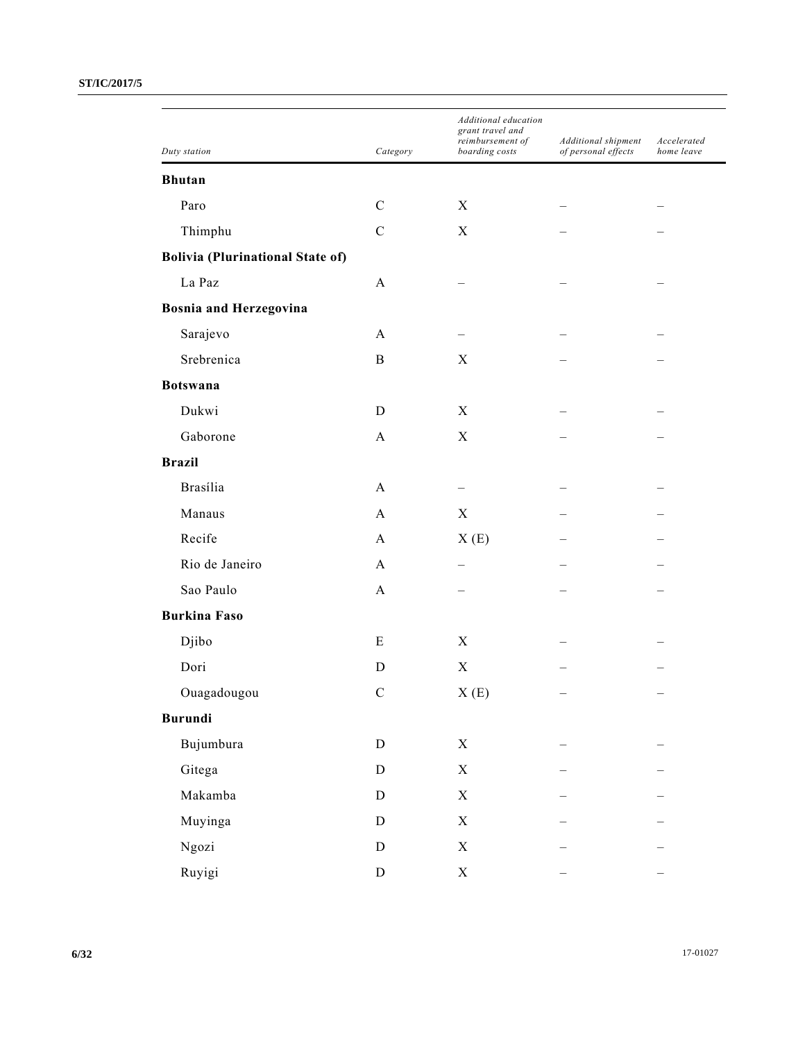| *Duty station* | *Category* | *Additional education grant travel and reimbursement of boarding costs* | *Additional shipment of personal effects* | *Accelerated home leave* |
|---|---|---|---|---|
| **Bhutan** | | | | |
| Paro | C | X | – | – |
| Thimphu | C | X | – | – |
| **Bolivia (Plurinational State of)** | | | | |
| La Paz | A | – | – | – |
| **Bosnia and Herzegovina** | | | | |
| Sarajevo | A | – | – | – |
| Srebrenica | B | X | – | – |
| **Botswana** | | | | |
| Dukwi | D | X | – | – |
| Gaborone | A | X | – | – |
| **Brazil** | | | | |
| Brasília | A | – | – | – |
| Manaus | A | X | – | – |
| Recife | A | X (E) | – | – |
| Rio de Janeiro | A | – | – | – |
| Sao Paulo | A | – | – | – |
| **Burkina Faso** | | | | |
| Djibo | E | X | – | – |
| Dori | D | X | – | – |
| Ouagadougou | C | X (E) | – | – |
| **Burundi** | | | | |
| Bujumbura | D | X | – | – |
| Gitega | D | X | – | – |
| Makamba | D | X | – | – |
| Muyinga | D | X | – | – |
| Ngozi | D | X | – | – |
| Ruyigi | D | X | – | – |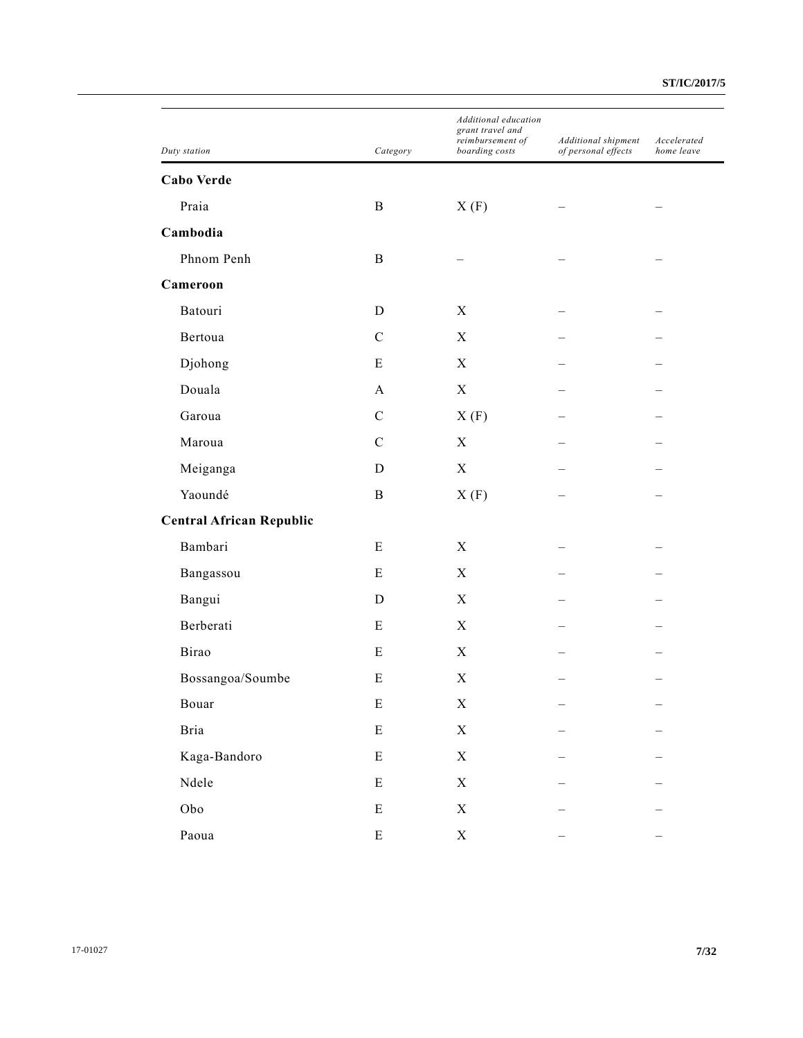| Duty station | Category | Additional education grant travel and reimbursement of boarding costs | Additional shipment of personal effects | Accelerated home leave |
|---|---|---|---|---|
| **Cabo Verde** | | | | |
| Praia | B | X (F) | – | – |
| **Cambodia** | | | | |
| Phnom Penh | B | – | – | – |
| **Cameroon** | | | | |
| Batouri | D | X | – | – |
| Bertoua | C | X | – | – |
| Djohong | E | X | – | – |
| Douala | A | X | – | – |
| Garoua | C | X (F) | – | – |
| Maroua | C | X | – | – |
| Meiganga | D | X | – | – |
| Yaoundé | B | X (F) | – | – |
| **Central African Republic** | | | | |
| Bambari | E | X | – | – |
| Bangassou | E | X | – | – |
| Bangui | D | X | – | – |
| Berberati | E | X | – | – |
| Birao | E | X | – | – |
| Bossangoa/Soumbe | E | X | – | – |
| Bouar | E | X | – | – |
| Bria | E | X | – | – |
| Kaga-Bandoro | E | X | – | – |
| Ndele | E | X | – | – |
| Obo | E | X | – | – |
| Paoua | E | X | – | – |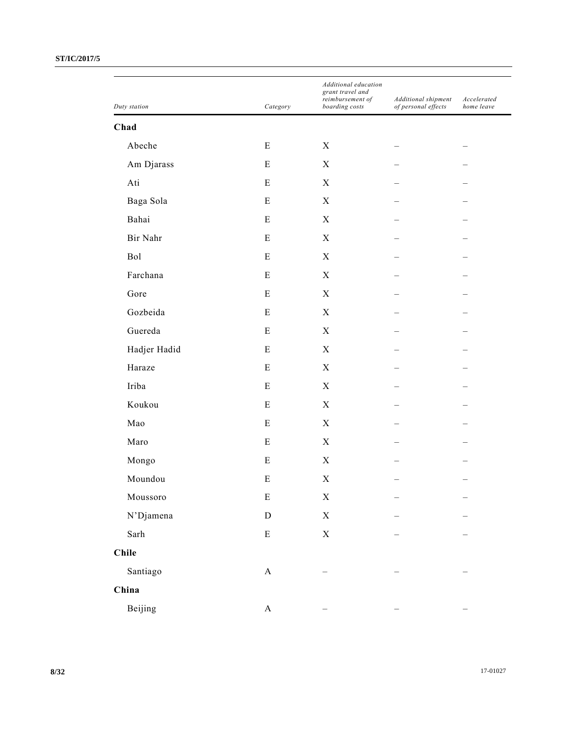| Duty station | Category | Additional education grant travel and reimbursement of boarding costs | Additional shipment of personal effects | Accelerated home leave |
|---|---|---|---|---|
| **Chad** | | | | |
| Abeche | E | X | – | – |
| Am Djarass | E | X | – | – |
| Ati | E | X | – | – |
| Baga Sola | E | X | – | – |
| Bahai | E | X | – | – |
| Bir Nahr | E | X | – | – |
| Bol | E | X | – | – |
| Farchana | E | X | – | – |
| Gore | E | X | – | – |
| Gozbeida | E | X | – | – |
| Guereda | E | X | – | – |
| Hadjer Hadid | E | X | – | – |
| Haraze | E | X | – | – |
| Iriba | E | X | – | – |
| Koukou | E | X | – | – |
| Mao | E | X | – | – |
| Maro | E | X | – | – |
| Mongo | E | X | – | – |
| Moundou | E | X | – | – |
| Moussoro | E | X | – | – |
| N'Djamena | D | X | – | – |
| Sarh | E | X | – | – |
| **Chile** | | | | |
| Santiago | A | – | – | – |
| **China** | | | | |
| Beijing | A | – | – | – |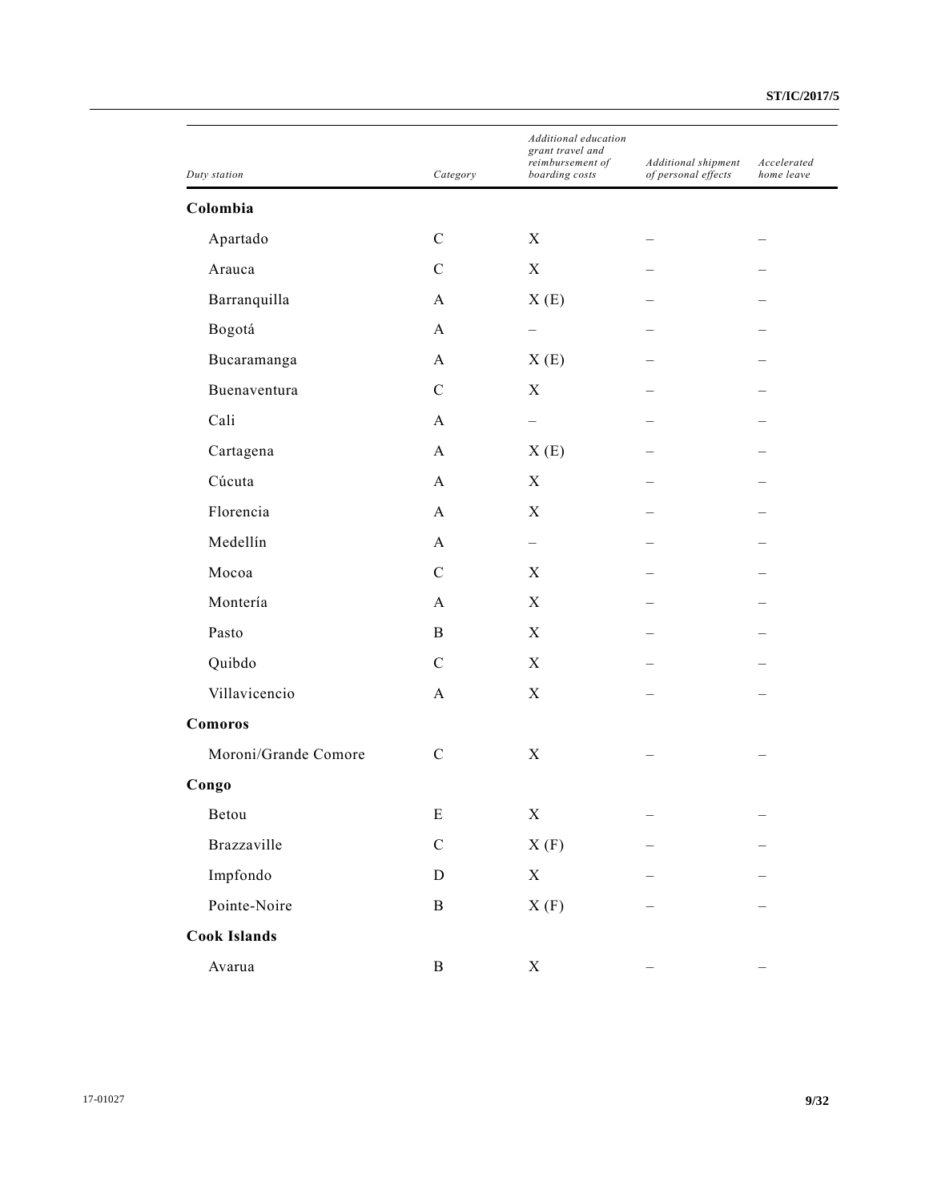| Duty station | Category | Additional education grant travel and reimbursement of boarding costs | Additional shipment of personal effects | Accelerated home leave |
|---|---|---|---|---|
| **Colombia** | | | | |
| Apartado | C | X | – | – |
| Arauca | C | X | – | – |
| Barranquilla | A | X (E) | – | – |
| Bogotá | A | – | – | – |
| Bucaramanga | A | X (E) | – | – |
| Buenaventura | C | X | – | – |
| Cali | A | – | – | – |
| Cartagena | A | X (E) | – | – |
| Cúcuta | A | X | – | – |
| Florencia | A | X | – | – |
| Medellín | A | – | – | – |
| Mocoa | C | X | – | – |
| Montería | A | X | – | – |
| Pasto | B | X | – | – |
| Quibdo | C | X | – | – |
| Villavicencio | A | X | – | – |
| **Comoros** | | | | |
| Moroni/Grande Comore | C | X | – | – |
| **Congo** | | | | |
| Betou | E | X | – | – |
| Brazzaville | C | X (F) | – | – |
| Impfondo | D | X | – | – |
| Pointe-Noire | B | X (F) | – | – |
| **Cook Islands** | | | | |
| Avarua | B | X | – | – |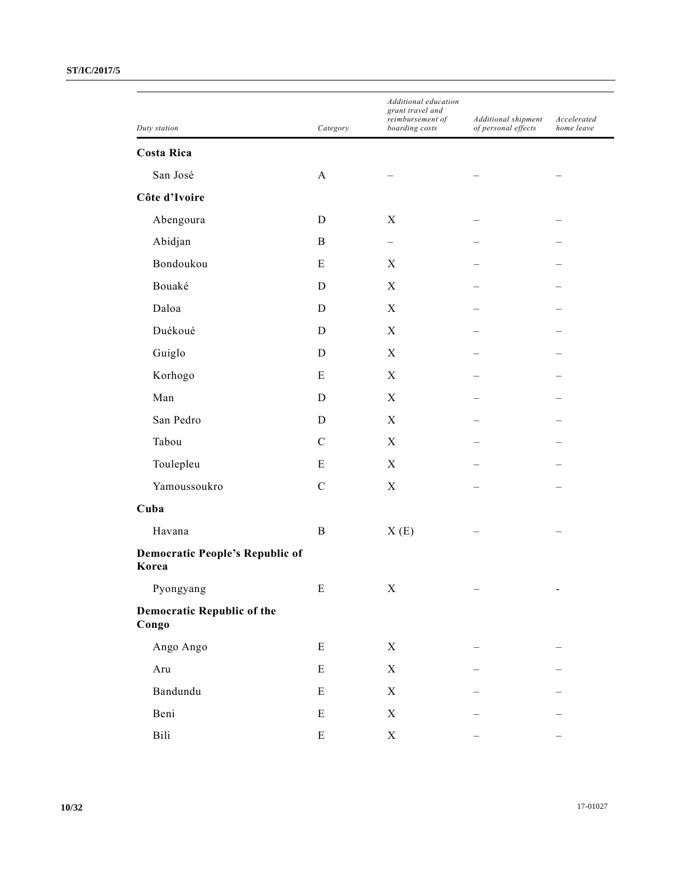| Duty station | Category | Additional education grant travel and reimbursement of boarding costs | Additional shipment of personal effects | Accelerated home leave |
|---|---|---|---|---|
| **Costa Rica** | | | | |
| San José | A | – | – | – |
| **Côte d'Ivoire** | | | | |
| Abengoura | D | X | – | – |
| Abidjan | B | – | – | – |
| Bondoukou | E | X | – | – |
| Bouaké | D | X | – | – |
| Daloa | D | X | – | – |
| Duékoué | D | X | – | – |
| Guiglo | D | X | – | – |
| Korhogo | E | X | – | – |
| Man | D | X | – | – |
| San Pedro | D | X | – | – |
| Tabou | C | X | – | – |
| Toulepleu | E | X | – | – |
| Yamoussoukro | C | X | – | – |
| **Cuba** | | | | |
| Havana | B | X (E) | – | – |
| **Democratic People's Republic of Korea** | | | | |
| Pyongyang | E | X | – | - |
| **Democratic Republic of the Congo** | | | | |
| Ango Ango | E | X | – | – |
| Aru | E | X | – | – |
| Bandundu | E | X | – | – |
| Beni | E | X | – | – |
| Bili | E | X | – | – |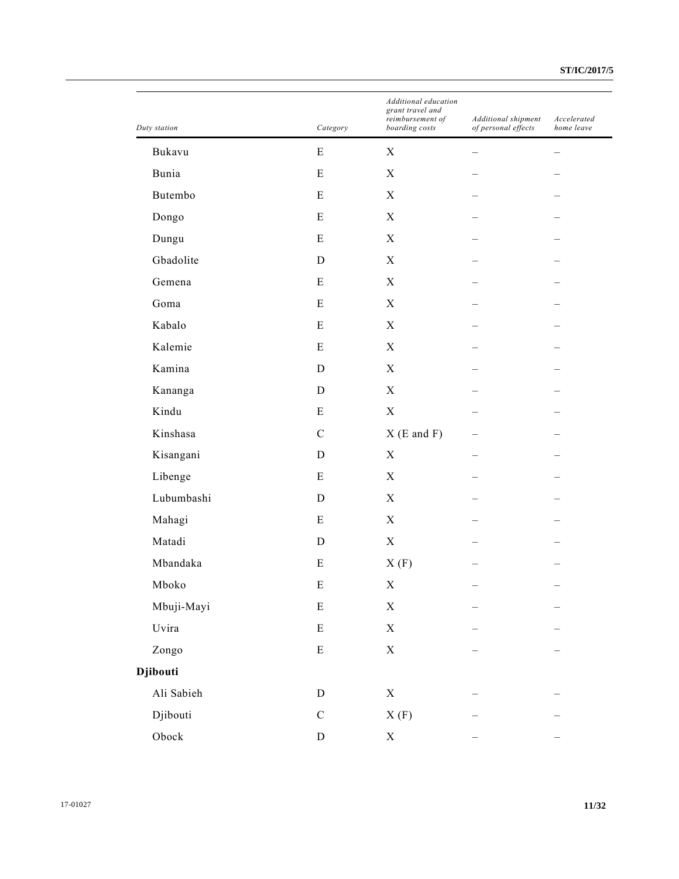| Duty station | Category | Additional education grant travel and reimbursement of boarding costs | Additional shipment of personal effects | Accelerated home leave |
| --- | --- | --- | --- | --- |
| Bukavu | E | X | – | – |
| Bunia | E | X | – | – |
| Butembo | E | X | – | – |
| Dongo | E | X | – | – |
| Dungu | E | X | – | – |
| Gbadolite | D | X | – | – |
| Gemena | E | X | – | – |
| Goma | E | X | – | – |
| Kabalo | E | X | – | – |
| Kalemie | E | X | – | – |
| Kamina | D | X | – | – |
| Kananga | D | X | – | – |
| Kindu | E | X | – | – |
| Kinshasa | C | X (E and F) | – | – |
| Kisangani | D | X | – | – |
| Libenge | E | X | – | – |
| Lubumbashi | D | X | – | – |
| Mahagi | E | X | – | – |
| Matadi | D | X | – | – |
| Mbandaka | E | X (F) | – | – |
| Mboko | E | X | – | – |
| Mbuji-Mayi | E | X | – | – |
| Uvira | E | X | – | – |
| Zongo | E | X | – | – |
| **Djibouti** | | | | |
| Ali Sabieh | D | X | – | – |
| Djibouti | C | X (F) | – | – |
| Obock | D | X | – | – |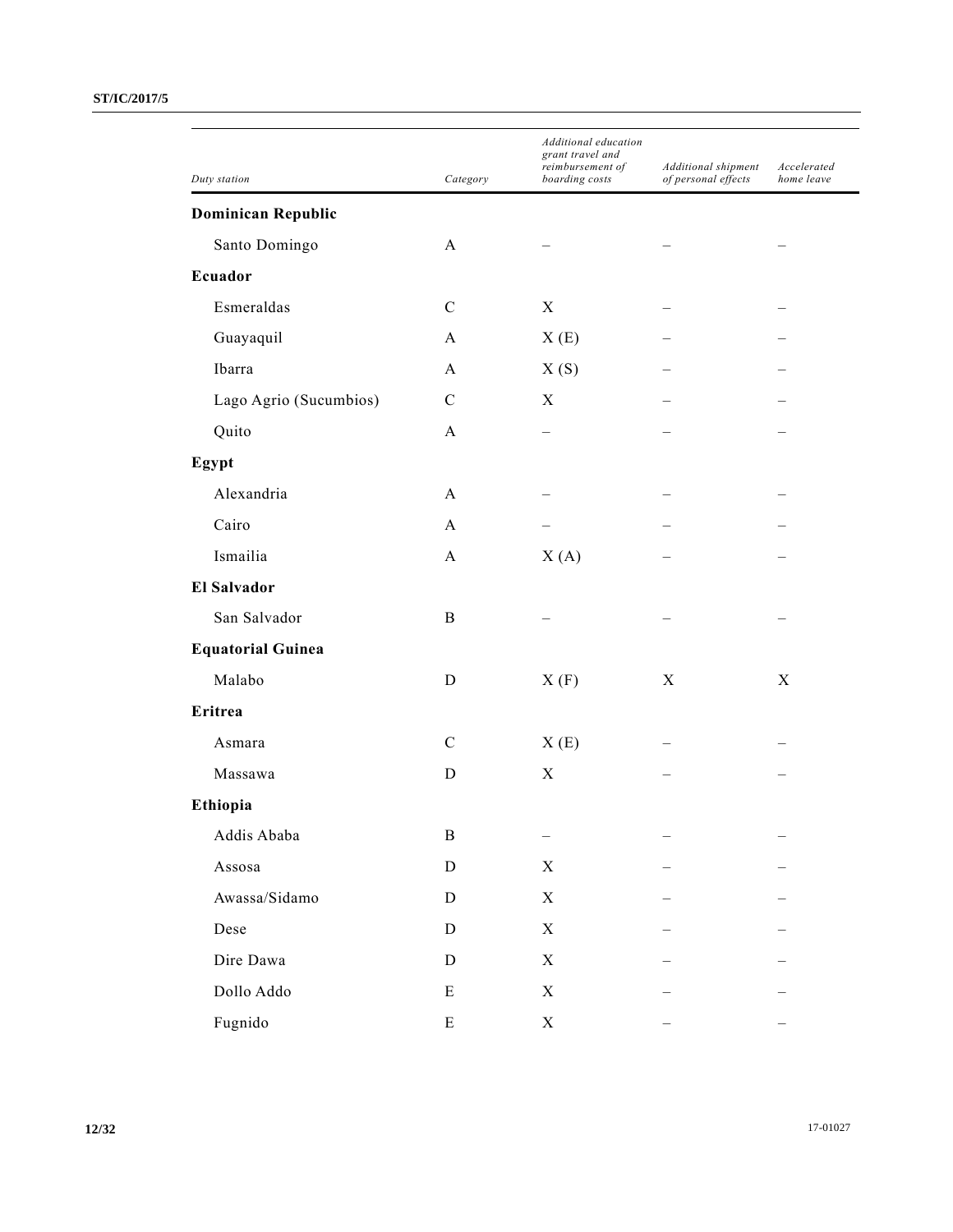| Duty station | Category | Additional education grant travel and reimbursement of boarding costs | Additional shipment of personal effects | Accelerated home leave |
|---|---|---|---|---|
| **Dominican Republic** | | | | |
| Santo Domingo | A | – | – | – |
| **Ecuador** | | | | |
| Esmeraldas | C | X | – | – |
| Guayaquil | A | X (E) | – | – |
| Ibarra | A | X (S) | – | – |
| Lago Agrio (Sucumbios) | C | X | – | – |
| Quito | A | – | – | – |
| **Egypt** | | | | |
| Alexandria | A | – | – | – |
| Cairo | A | – | – | – |
| Ismailia | A | X (A) | – | – |
| **El Salvador** | | | | |
| San Salvador | B | – | – | – |
| **Equatorial Guinea** | | | | |
| Malabo | D | X (F) | X | X |
| **Eritrea** | | | | |
| Asmara | C | X (E) | – | – |
| Massawa | D | X | – | – |
| **Ethiopia** | | | | |
| Addis Ababa | B | – | – | – |
| Assosa | D | X | – | – |
| Awassa/Sidamo | D | X | – | – |
| Dese | D | X | – | – |
| Dire Dawa | D | X | – | – |
| Dollo Addo | E | X | – | – |
| Fugnido | E | X | – | – |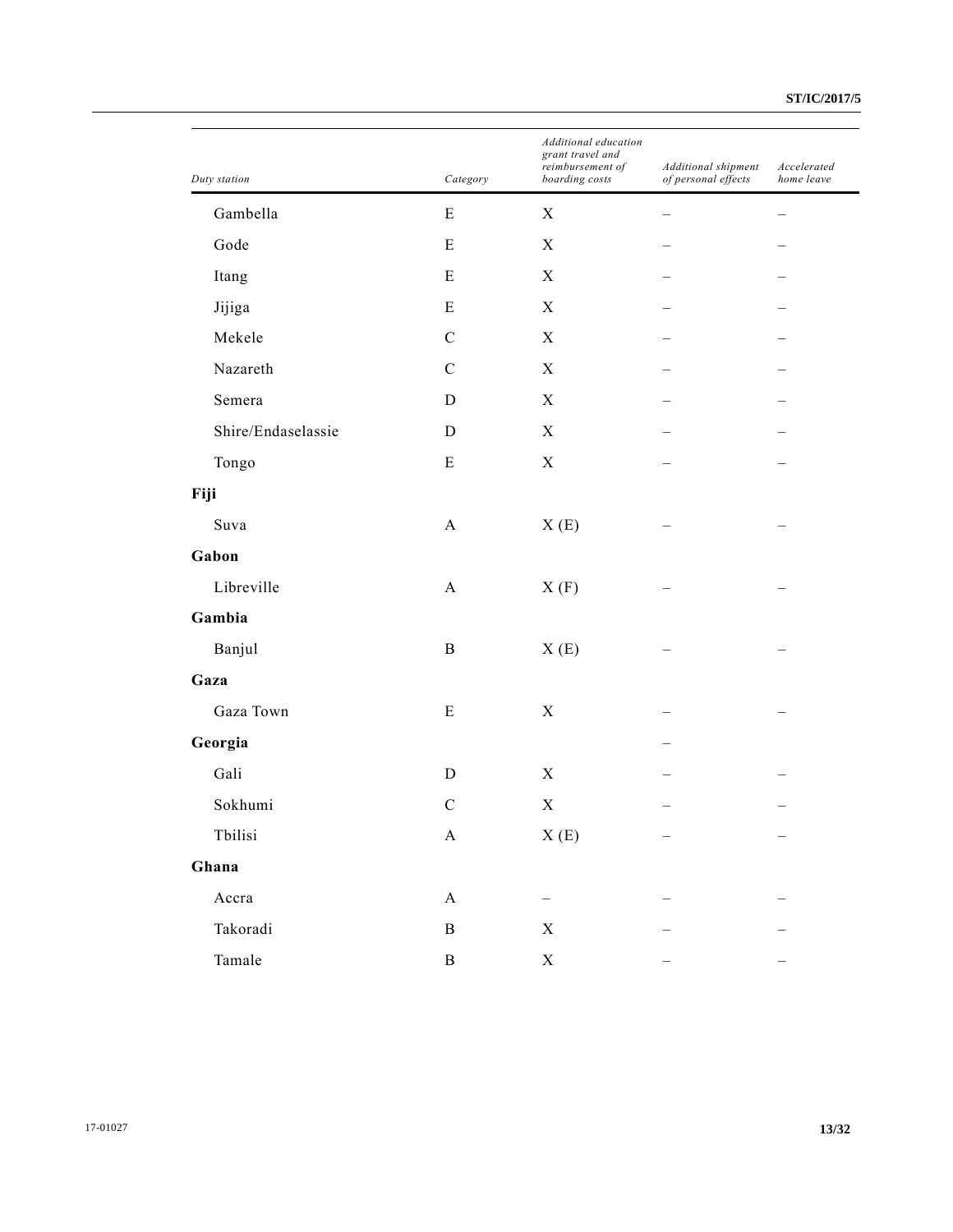| Duty station | Category | Additional education grant travel and reimbursement of boarding costs | Additional shipment of personal effects | Accelerated home leave |
|---|---|---|---|---|
| Gambella | E | X | – | – |
| Gode | E | X | – | – |
| Itang | E | X | – | – |
| Jijiga | E | X | – | – |
| Mekele | C | X | – | – |
| Nazareth | C | X | – | – |
| Semera | D | X | – | – |
| Shire/Endaselassie | D | X | – | – |
| Tongo | E | X | – | – |
| **Fiji** | | | | |
| Suva | A | X (E) | – | – |
| **Gabon** | | | | |
| Libreville | A | X (F) | – | – |
| **Gambia** | | | | |
| Banjul | B | X (E) | – | – |
| **Gaza** | | | | |
| Gaza Town | E | X | – | – |
| **Georgia** | | | – | |
| Gali | D | X | – | – |
| Sokhumi | C | X | – | – |
| Tbilisi | A | X (E) | – | – |
| **Ghana** | | | | |
| Accra | A | – | – | – |
| Takoradi | B | X | – | – |
| Tamale | B | X | – | – |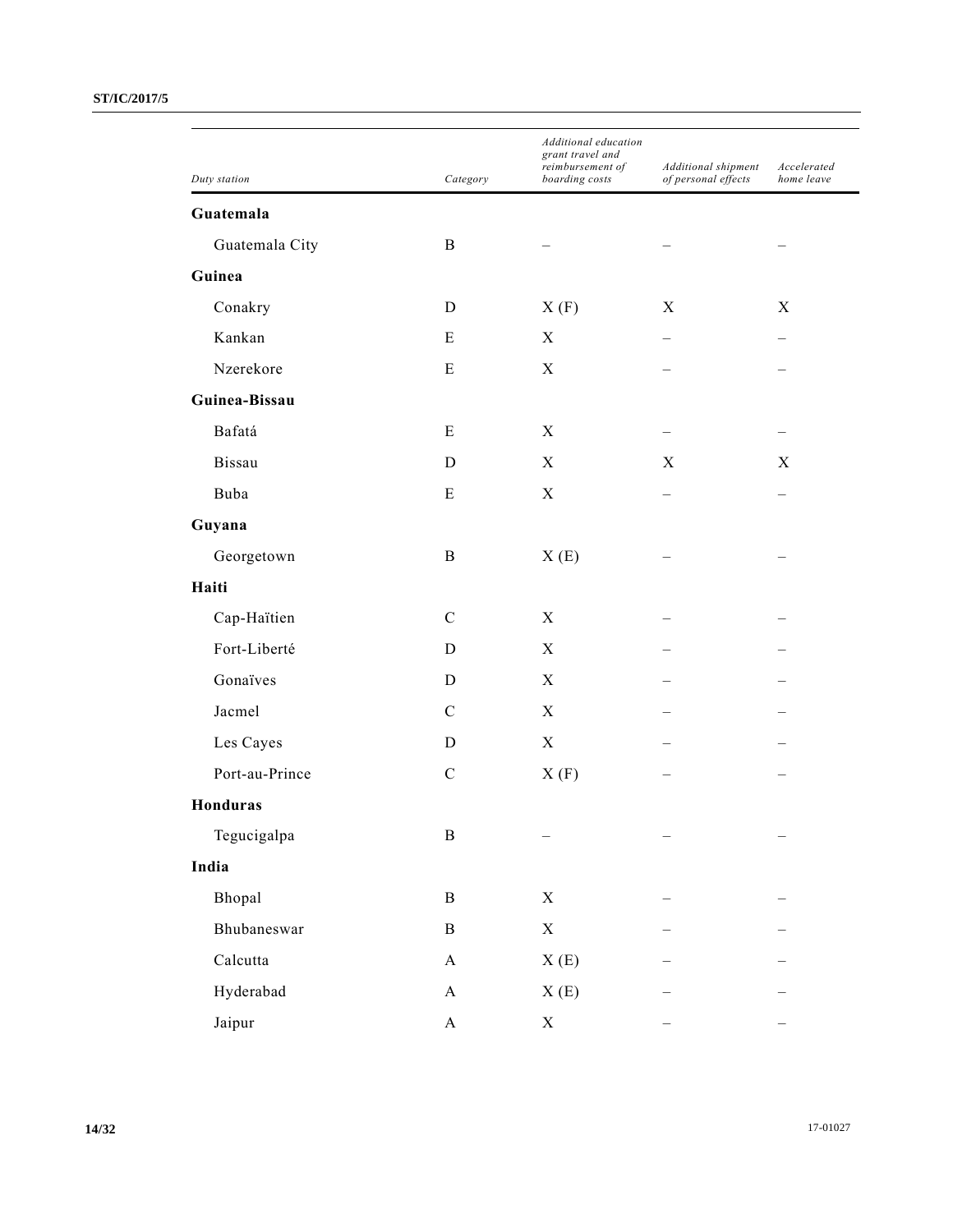| Duty station | Category | Additional education grant travel and reimbursement of boarding costs | Additional shipment of personal effects | Accelerated home leave |
|---|---|---|---|---|
| **Guatemala** | | | | |
| Guatemala City | B | – | – | – |
| **Guinea** | | | | |
| Conakry | D | X (F) | X | X |
| Kankan | E | X | – | – |
| Nzerekore | E | X | – | – |
| **Guinea-Bissau** | | | | |
| Bafatá | E | X | – | – |
| Bissau | D | X | X | X |
| Buba | E | X | – | – |
| **Guyana** | | | | |
| Georgetown | B | X (E) | – | – |
| **Haiti** | | | | |
| Cap-Haïtien | C | X | – | – |
| Fort-Liberté | D | X | – | – |
| Gonaïves | D | X | – | – |
| Jacmel | C | X | – | – |
| Les Cayes | D | X | – | – |
| Port-au-Prince | C | X (F) | – | – |
| **Honduras** | | | | |
| Tegucigalpa | B | – | – | – |
| **India** | | | | |
| Bhopal | B | X | – | – |
| Bhubaneswar | B | X | – | – |
| Calcutta | A | X (E) | – | – |
| Hyderabad | A | X (E) | – | – |
| Jaipur | A | X | – | – |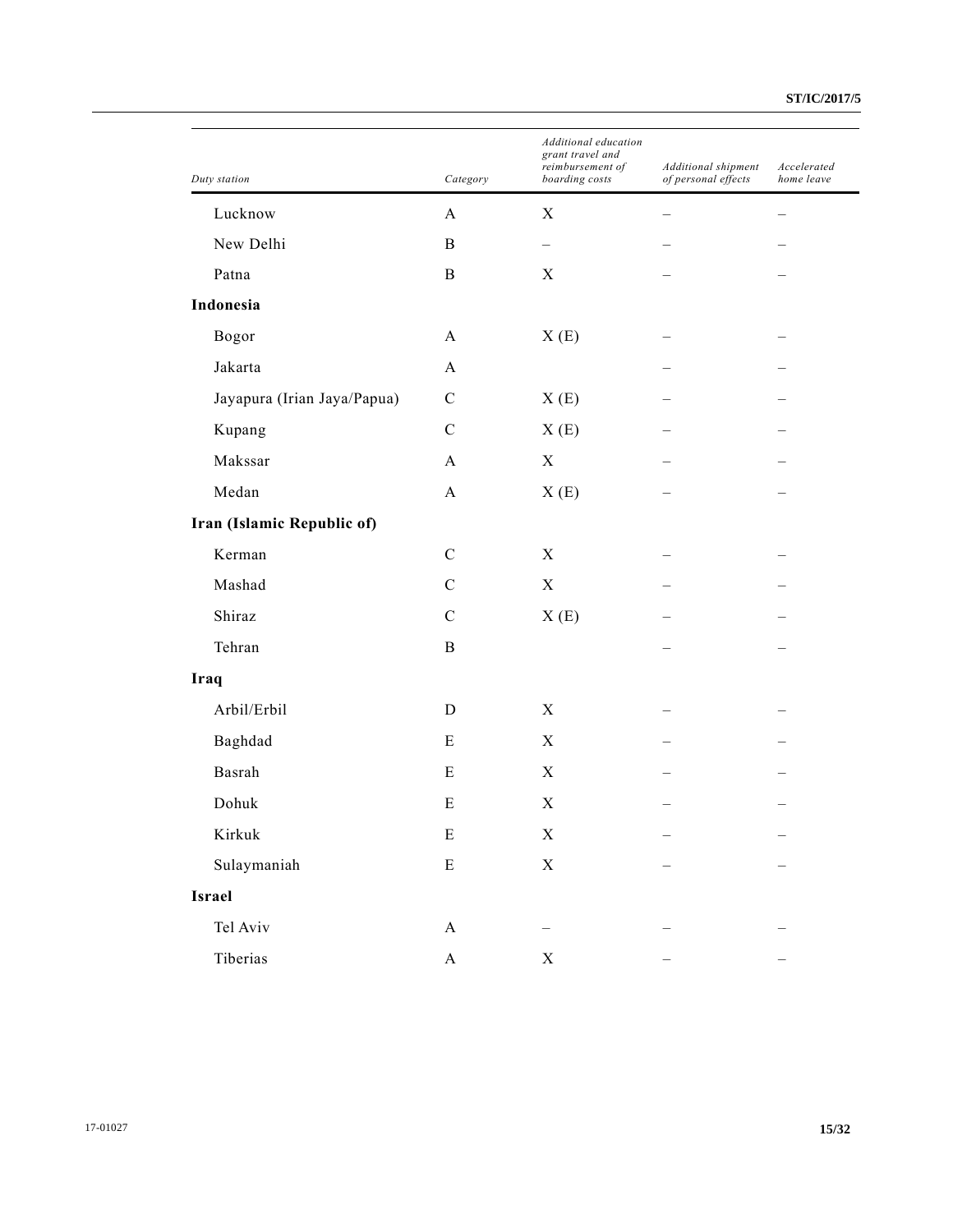| Duty station | Category | Additional education grant travel and reimbursement of boarding costs | Additional shipment of personal effects | Accelerated home leave |
|---|---|---|---|---|
| Lucknow | A | X | – | – |
| New Delhi | B | – | – | – |
| Patna | B | X | – | – |
| **Indonesia** | | | | |
| Bogor | A | X (E) | – | – |
| Jakarta | A | | – | – |
| Jayapura (Irian Jaya/Papua) | C | X (E) | – | – |
| Kupang | C | X (E) | – | – |
| Makssar | A | X | – | – |
| Medan | A | X (E) | – | – |
| **Iran (Islamic Republic of)** | | | | |
| Kerman | C | X | – | – |
| Mashad | C | X | – | – |
| Shiraz | C | X (E) | – | – |
| Tehran | B | | – | – |
| **Iraq** | | | | |
| Arbil/Erbil | D | X | – | – |
| Baghdad | E | X | – | – |
| Basrah | E | X | – | – |
| Dohuk | E | X | – | – |
| Kirkuk | E | X | – | – |
| Sulaymaniah | E | X | – | – |
| **Israel** | | | | |
| Tel Aviv | A | – | – | – |
| Tiberias | A | X | – | – |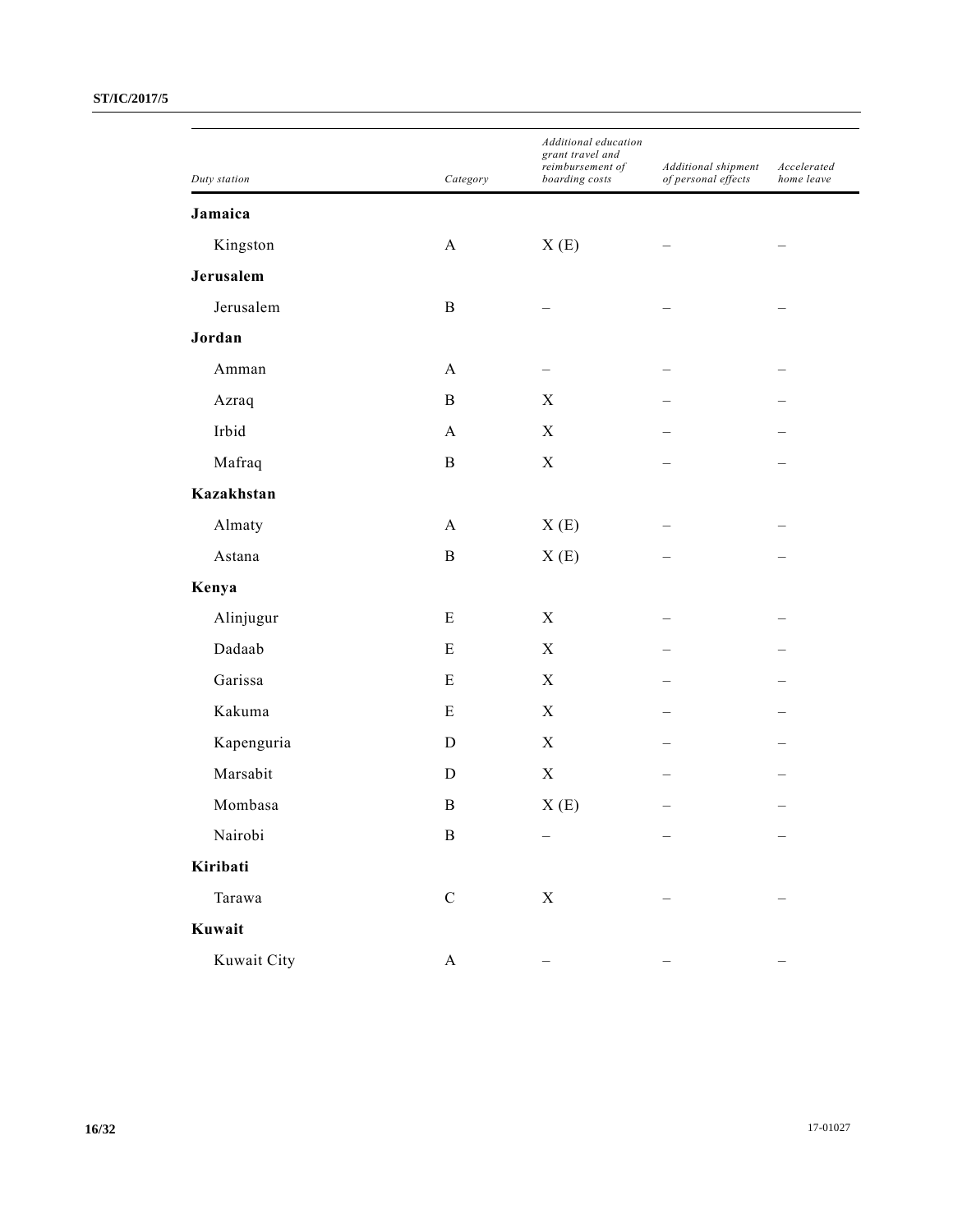| Duty station | Category | Additional education grant travel and reimbursement of boarding costs | Additional shipment of personal effects | Accelerated home leave |
|---|---|---|---|---|
| **Jamaica** | | | | |
| Kingston | A | X (E) | – | – |
| **Jerusalem** | | | | |
| Jerusalem | B | – | – | – |
| **Jordan** | | | | |
| Amman | A | – | – | – |
| Azraq | B | X | – | – |
| Irbid | A | X | – | – |
| Mafraq | B | X | – | – |
| **Kazakhstan** | | | | |
| Almaty | A | X (E) | – | – |
| Astana | B | X (E) | – | – |
| **Kenya** | | | | |
| Alinjugur | E | X | – | – |
| Dadaab | E | X | – | – |
| Garissa | E | X | – | – |
| Kakuma | E | X | – | – |
| Kapenguria | D | X | – | – |
| Marsabit | D | X | – | – |
| Mombasa | B | X (E) | – | – |
| Nairobi | B | – | – | – |
| **Kiribati** | | | | |
| Tarawa | C | X | – | – |
| **Kuwait** | | | | |
| Kuwait City | A | – | – | – |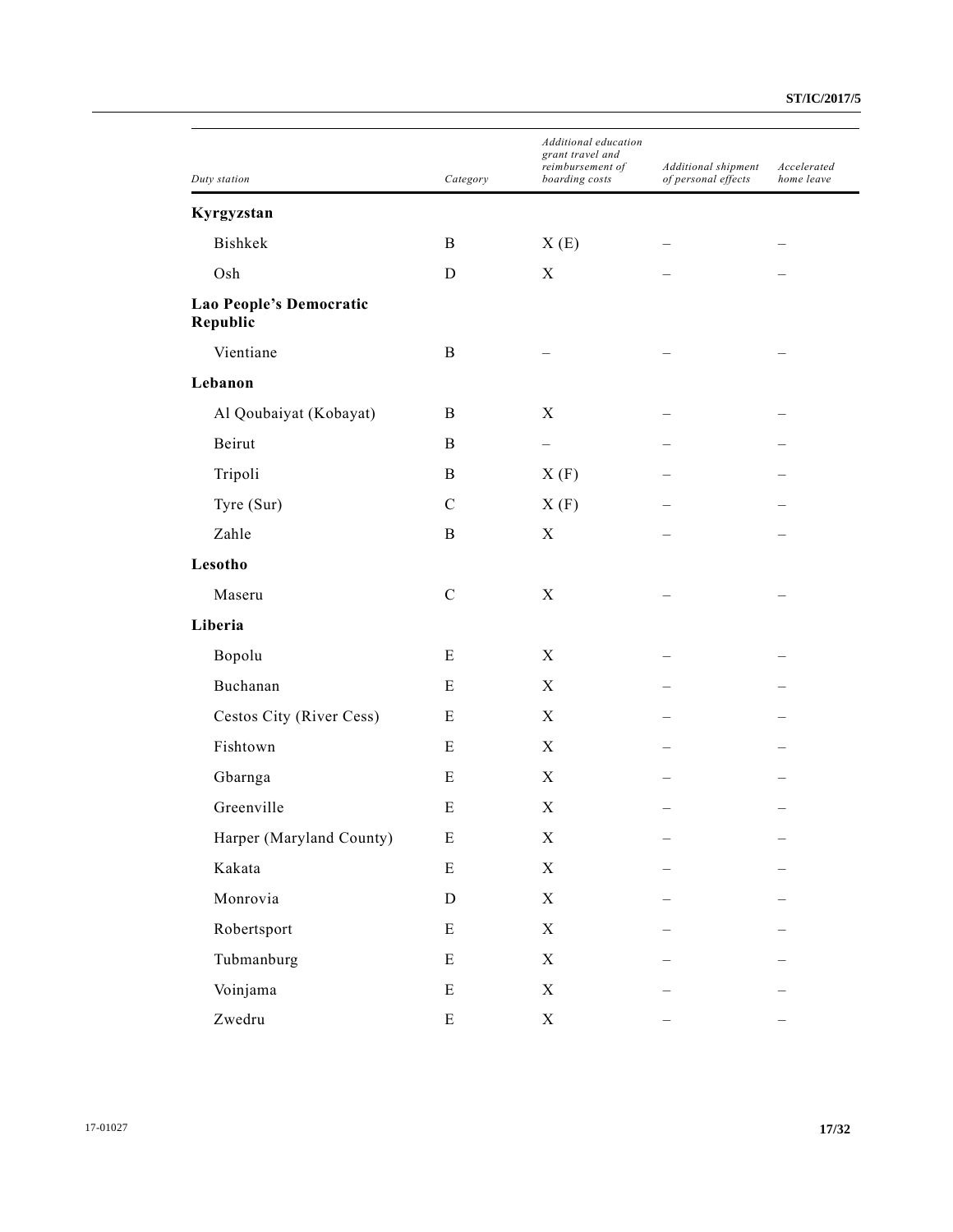| Duty station | Category | Additional education grant travel and reimbursement of boarding costs | Additional shipment of personal effects | Accelerated home leave |
|---|---|---|---|---|
| **Kyrgyzstan** | | | | |
| Bishkek | B | X (E) | – | – |
| Osh | D | X | – | – |
| **Lao People's Democratic Republic** | | | | |
| Vientiane | B | – | – | – |
| **Lebanon** | | | | |
| Al Qoubaiyat (Kobayat) | B | X | – | – |
| Beirut | B | – | – | – |
| Tripoli | B | X (F) | – | – |
| Tyre (Sur) | C | X (F) | – | – |
| Zahle | B | X | – | – |
| **Lesotho** | | | | |
| Maseru | C | X | – | – |
| **Liberia** | | | | |
| Bopolu | E | X | – | – |
| Buchanan | E | X | – | – |
| Cestos City (River Cess) | E | X | – | – |
| Fishtown | E | X | – | – |
| Gbarnga | E | X | – | – |
| Greenville | E | X | – | – |
| Harper (Maryland County) | E | X | – | – |
| Kakata | E | X | – | – |
| Monrovia | D | X | – | – |
| Robertsport | E | X | – | – |
| Tubmanburg | E | X | – | – |
| Voinjama | E | X | – | – |
| Zwedru | E | X | – | – |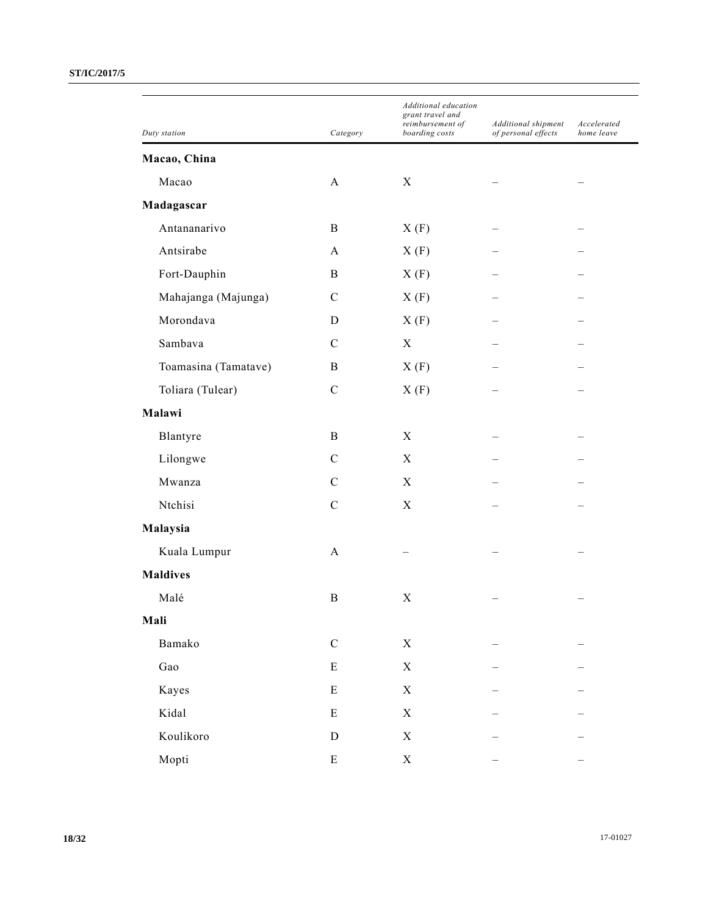| Duty station | Category | Additional education grant travel and reimbursement of boarding costs | Additional shipment of personal effects | Accelerated home leave |
|---|---|---|---|---|
| **Macao, China** | | | | |
| Macao | A | X | – | – |
| **Madagascar** | | | | |
| Antananarivo | B | X (F) | – | – |
| Antsirabe | A | X (F) | – | – |
| Fort-Dauphin | B | X (F) | – | – |
| Mahajanga (Majunga) | C | X (F) | – | – |
| Morondava | D | X (F) | – | – |
| Sambava | C | X | – | – |
| Toamasina (Tamatave) | B | X (F) | – | – |
| Toliara (Tulear) | C | X (F) | – | – |
| **Malawi** | | | | |
| Blantyre | B | X | – | – |
| Lilongwe | C | X | – | – |
| Mwanza | C | X | – | – |
| Ntchisi | C | X | – | – |
| **Malaysia** | | | | |
| Kuala Lumpur | A | – | – | – |
| **Maldives** | | | | |
| Malé | B | X | – | – |
| **Mali** | | | | |
| Bamako | C | X | – | – |
| Gao | E | X | – | – |
| Kayes | E | X | – | – |
| Kidal | E | X | – | – |
| Koulikoro | D | X | – | – |
| Mopti | E | X | – | – |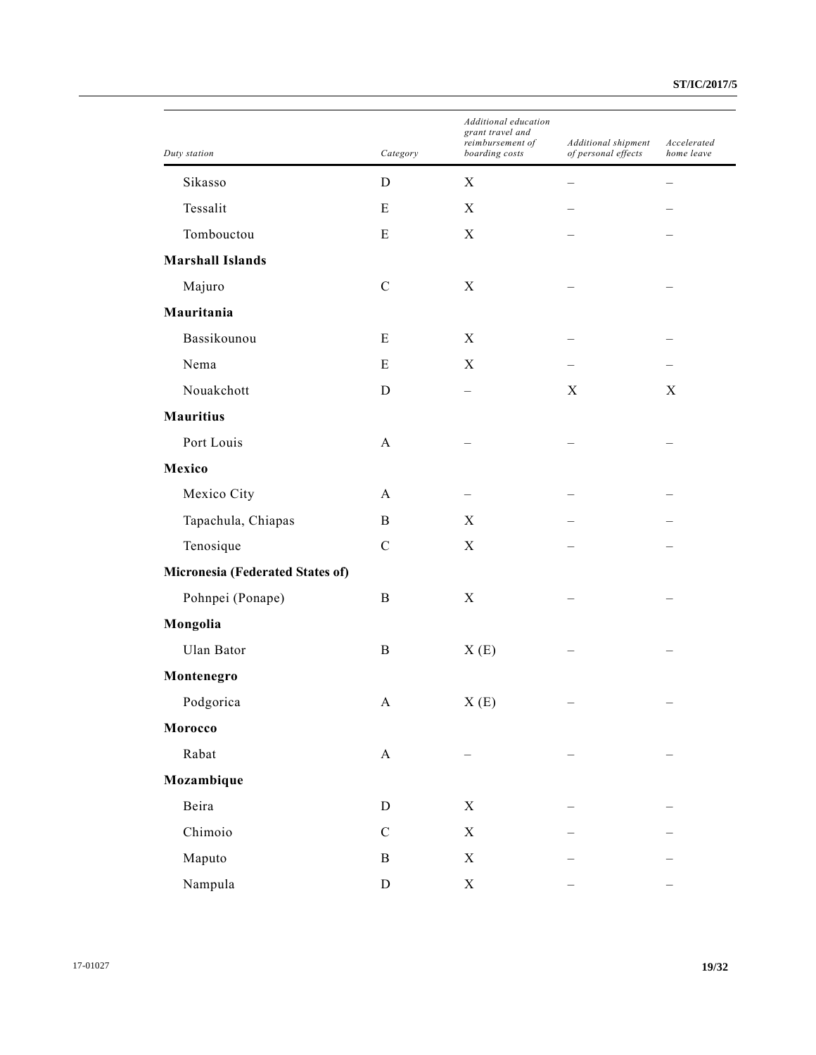| Duty station | Category | Additional education grant travel and reimbursement of boarding costs | Additional shipment of personal effects | Accelerated home leave |
|---|---|---|---|---|
| Sikasso | D | X | – | – |
| Tessalit | E | X | – | – |
| Tombouctou | E | X | – | – |
| **Marshall Islands** | | | | |
| Majuro | C | X | – | – |
| **Mauritania** | | | | |
| Bassikounou | E | X | – | – |
| Nema | E | X | – | – |
| Nouakchott | D | – | X | X |
| **Mauritius** | | | | |
| Port Louis | A | – | – | – |
| **Mexico** | | | | |
| Mexico City | A | – | – | – |
| Tapachula, Chiapas | B | X | – | – |
| Tenosique | C | X | – | – |
| **Micronesia (Federated States of)** | | | | |
| Pohnpei (Ponape) | B | X | – | – |
| **Mongolia** | | | | |
| Ulan Bator | B | X (E) | – | – |
| **Montenegro** | | | | |
| Podgorica | A | X (E) | – | – |
| **Morocco** | | | | |
| Rabat | A | – | – | – |
| **Mozambique** | | | | |
| Beira | D | X | – | – |
| Chimoio | C | X | – | – |
| Maputo | B | X | – | – |
| Nampula | D | X | – | – |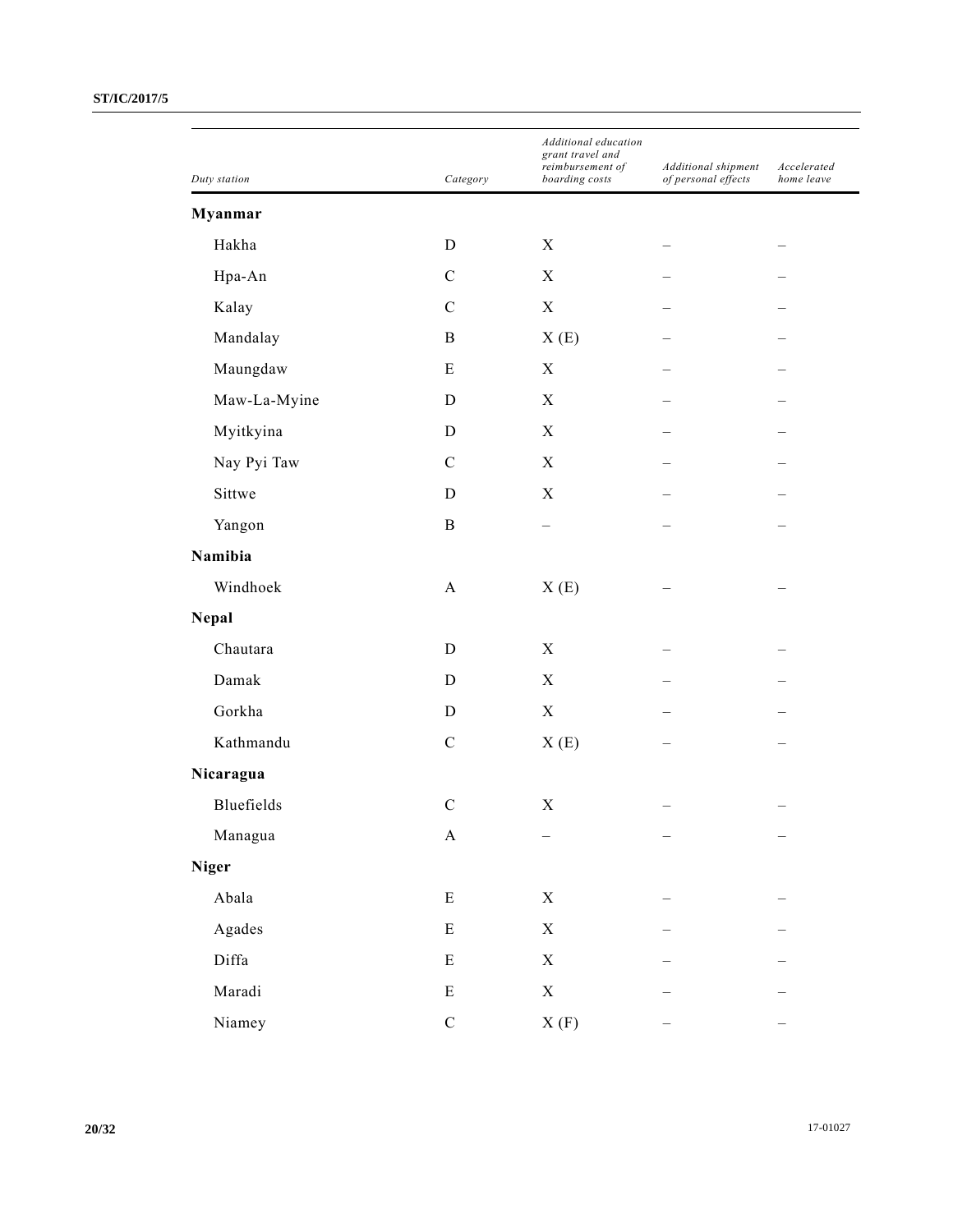| Duty station | Category | Additional education grant travel and reimbursement of boarding costs | Additional shipment of personal effects | Accelerated home leave |
|---|---|---|---|---|
| **Myanmar** | | | | |
| Hakha | D | X | – | – |
| Hpa-An | C | X | – | – |
| Kalay | C | X | – | – |
| Mandalay | B | X (E) | – | – |
| Maungdaw | E | X | – | – |
| Maw-La-Myine | D | X | – | – |
| Myitkyina | D | X | – | – |
| Nay Pyi Taw | C | X | – | – |
| Sittwe | D | X | – | – |
| Yangon | B | – | – | – |
| **Namibia** | | | | |
| Windhoek | A | X (E) | – | – |
| **Nepal** | | | | |
| Chautara | D | X | – | – |
| Damak | D | X | – | – |
| Gorkha | D | X | – | – |
| Kathmandu | C | X (E) | – | – |
| **Nicaragua** | | | | |
| Bluefields | C | X | – | – |
| Managua | A | – | – | – |
| **Niger** | | | | |
| Abala | E | X | – | – |
| Agades | E | X | – | – |
| Diffa | E | X | – | – |
| Maradi | E | X | – | – |
| Niamey | C | X (F) | – | – |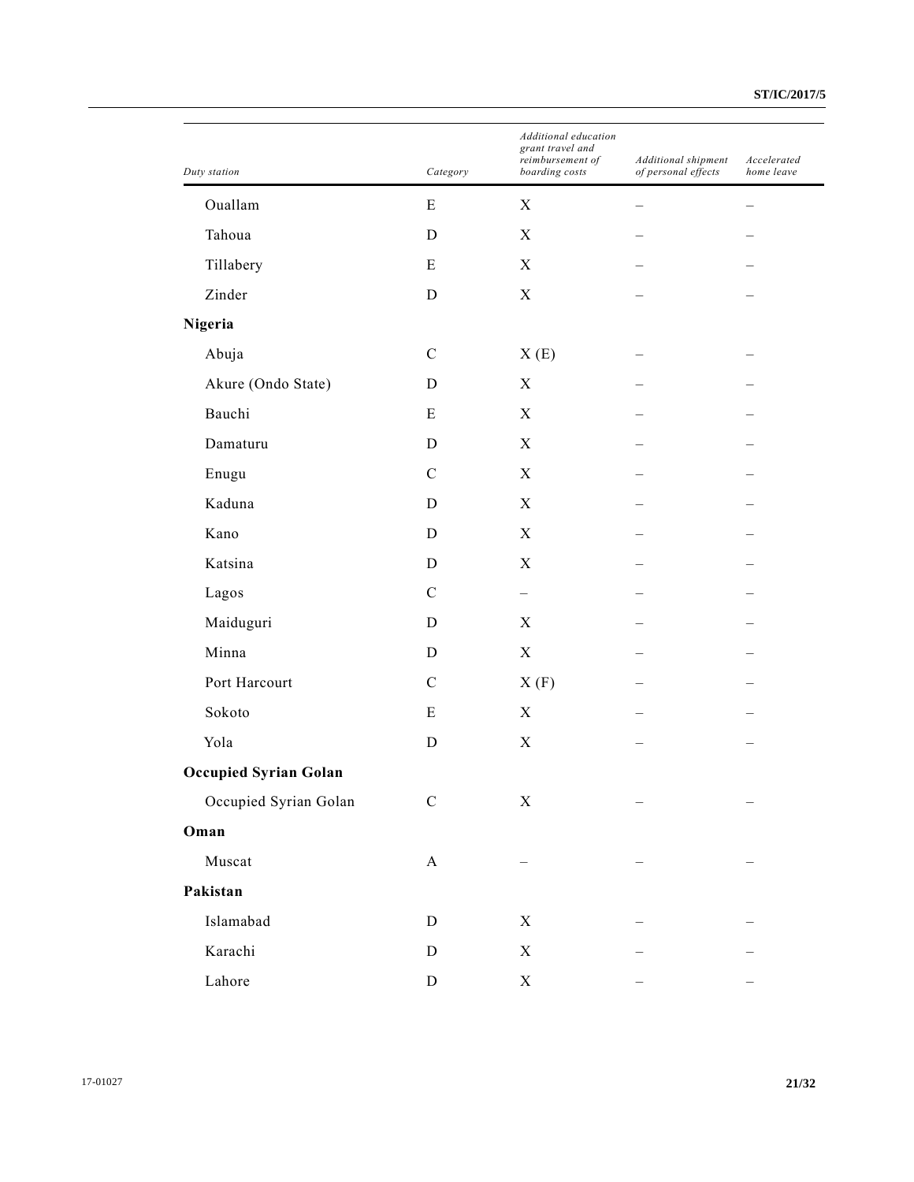| Duty station | Category | Additional education grant travel and reimbursement of boarding costs | Additional shipment of personal effects | Accelerated home leave |
|---|---|---|---|---|
| Ouallam | E | X | – | – |
| Tahoua | D | X | – | – |
| Tillabery | E | X | – | – |
| Zinder | D | X | – | – |
| **Nigeria** | | | | |
| Abuja | C | X (E) | – | – |
| Akure (Ondo State) | D | X | – | – |
| Bauchi | E | X | – | – |
| Damaturu | D | X | – | – |
| Enugu | C | X | – | – |
| Kaduna | D | X | – | – |
| Kano | D | X | – | – |
| Katsina | D | X | – | – |
| Lagos | C | – | – | – |
| Maiduguri | D | X | – | – |
| Minna | D | X | – | – |
| Port Harcourt | C | X (F) | – | – |
| Sokoto | E | X | – | – |
| Yola | D | X | – | – |
| **Occupied Syrian Golan** | | | | |
| Occupied Syrian Golan | C | X | – | – |
| **Oman** | | | | |
| Muscat | A | – | – | – |
| **Pakistan** | | | | |
| Islamabad | D | X | – | – |
| Karachi | D | X | – | – |
| Lahore | D | X | – | – |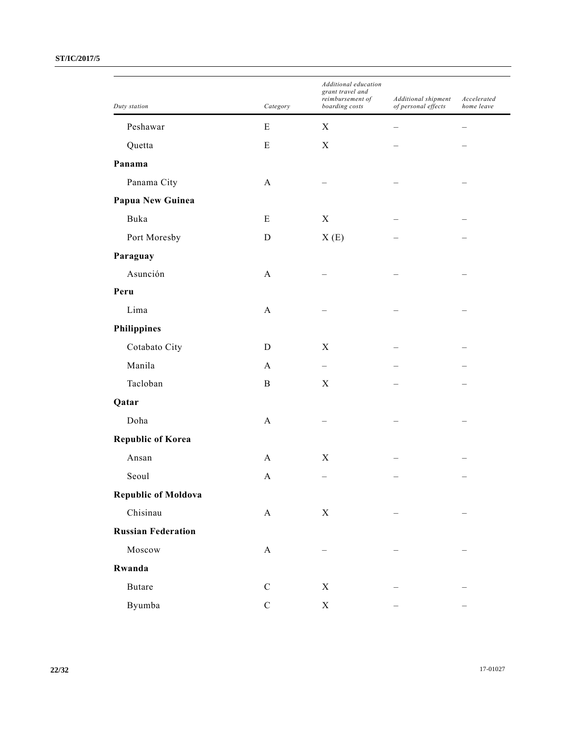| Duty station | Category | Additional education grant travel and reimbursement of boarding costs | Additional shipment of personal effects | Accelerated home leave |
|---|---|---|---|---|
| Peshawar | E | X | – | – |
| Quetta | E | X | – | – |
| **Panama** | | | | |
| Panama City | A | – | – | – |
| **Papua New Guinea** | | | | |
| Buka | E | X | – | – |
| Port Moresby | D | X (E) | – | – |
| **Paraguay** | | | | |
| Asunción | A | – | – | – |
| **Peru** | | | | |
| Lima | A | – | – | – |
| **Philippines** | | | | |
| Cotabato City | D | X | – | – |
| Manila | A | – | – | – |
| Tacloban | B | X | – | – |
| **Qatar** | | | | |
| Doha | A | – | – | – |
| **Republic of Korea** | | | | |
| Ansan | A | X | – | – |
| Seoul | A | – | – | – |
| **Republic of Moldova** | | | | |
| Chisinau | A | X | – | – |
| **Russian Federation** | | | | |
| Moscow | A | – | – | – |
| **Rwanda** | | | | |
| Butare | C | X | – | – |
| Byumba | C | X | – | – |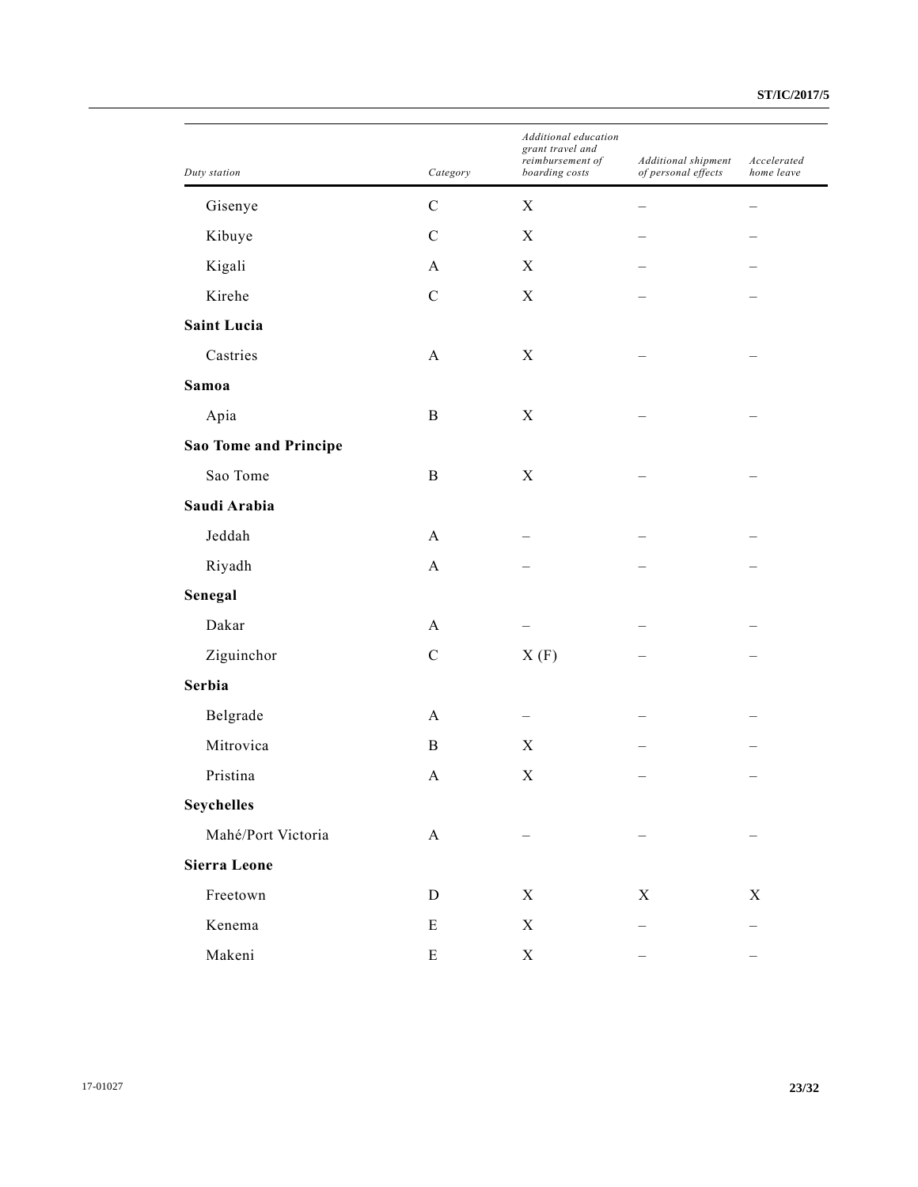| *Duty station* | *Category* | *Additional education grant travel and reimbursement of boarding costs* | *Additional shipment of personal effects* | *Accelerated home leave* |
|---|---|---|---|---|
| Gisenye | C | X | – | – |
| Kibuye | C | X | – | – |
| Kigali | A | X | – | – |
| Kirehe | C | X | – | – |
| **Saint Lucia** | | | | |
| Castries | A | X | – | – |
| **Samoa** | | | | |
| Apia | B | X | – | – |
| **Sao Tome and Principe** | | | | |
| Sao Tome | B | X | – | – |
| **Saudi Arabia** | | | | |
| Jeddah | A | – | – | – |
| Riyadh | A | – | – | – |
| **Senegal** | | | | |
| Dakar | A | – | – | – |
| Ziguinchor | C | X (F) | – | – |
| **Serbia** | | | | |
| Belgrade | A | – | – | – |
| Mitrovica | B | X | – | – |
| Pristina | A | X | – | – |
| **Seychelles** | | | | |
| Mahé/Port Victoria | A | – | – | – |
| **Sierra Leone** | | | | |
| Freetown | D | X | X | X |
| Kenema | E | X | – | – |
| Makeni | E | X | – | – |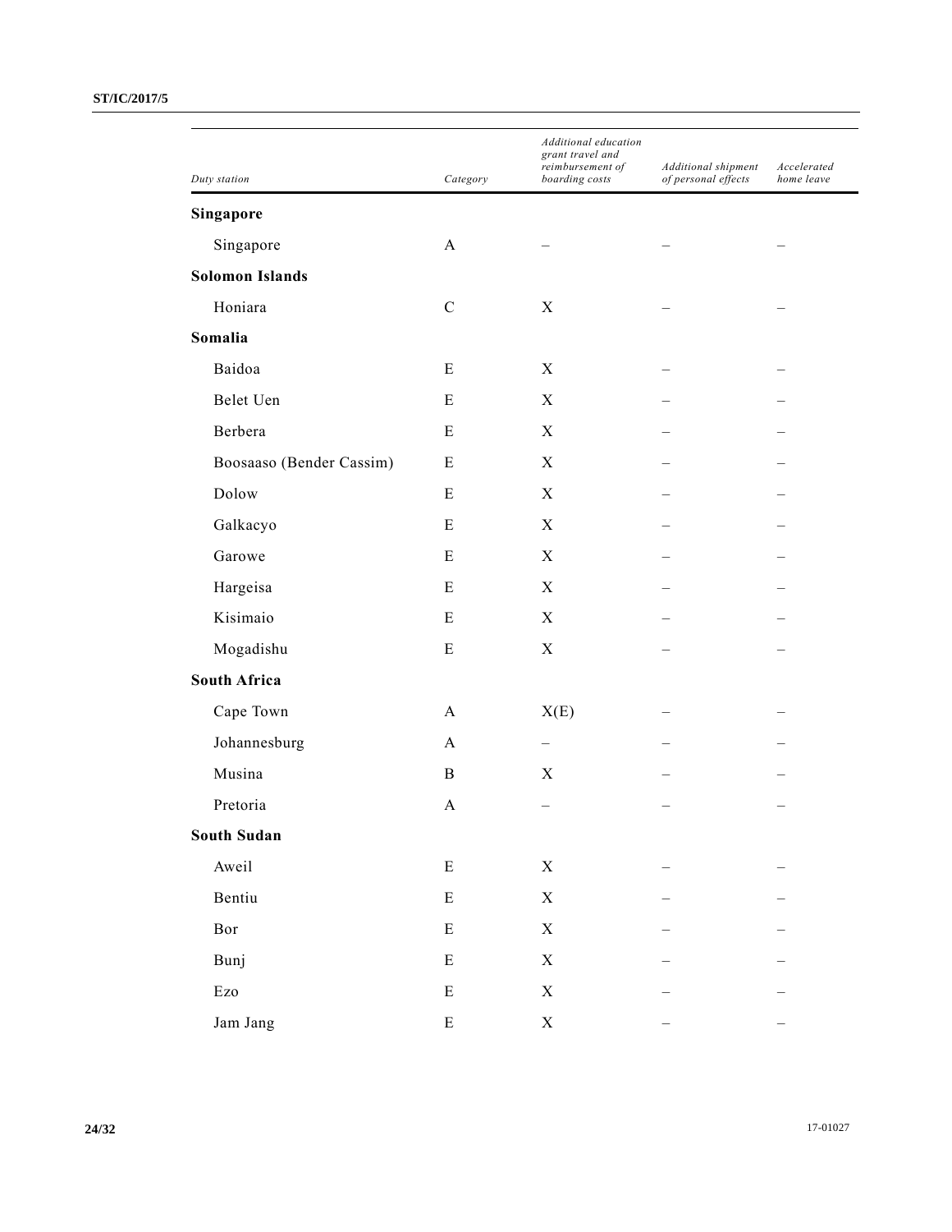| Duty station | Category | Additional education grant travel and reimbursement of boarding costs | Additional shipment of personal effects | Accelerated home leave |
|---|---|---|---|---|
| **Singapore** | | | | |
| Singapore | A | – | – | – |
| **Solomon Islands** | | | | |
| Honiara | C | X | – | – |
| **Somalia** | | | | |
| Baidoa | E | X | – | – |
| Belet Uen | E | X | – | – |
| Berbera | E | X | – | – |
| Boosaaso (Bender Cassim) | E | X | – | – |
| Dolow | E | X | – | – |
| Galkacyo | E | X | – | – |
| Garowe | E | X | – | – |
| Hargeisa | E | X | – | – |
| Kisimaio | E | X | – | – |
| Mogadishu | E | X | – | – |
| **South Africa** | | | | |
| Cape Town | A | X(E) | – | – |
| Johannesburg | A | – | – | – |
| Musina | B | X | – | – |
| Pretoria | A | – | – | – |
| **South Sudan** | | | | |
| Aweil | E | X | – | – |
| Bentiu | E | X | – | – |
| Bor | E | X | – | – |
| Bunj | E | X | – | – |
| Ezo | E | X | – | – |
| Jam Jang | E | X | – | – |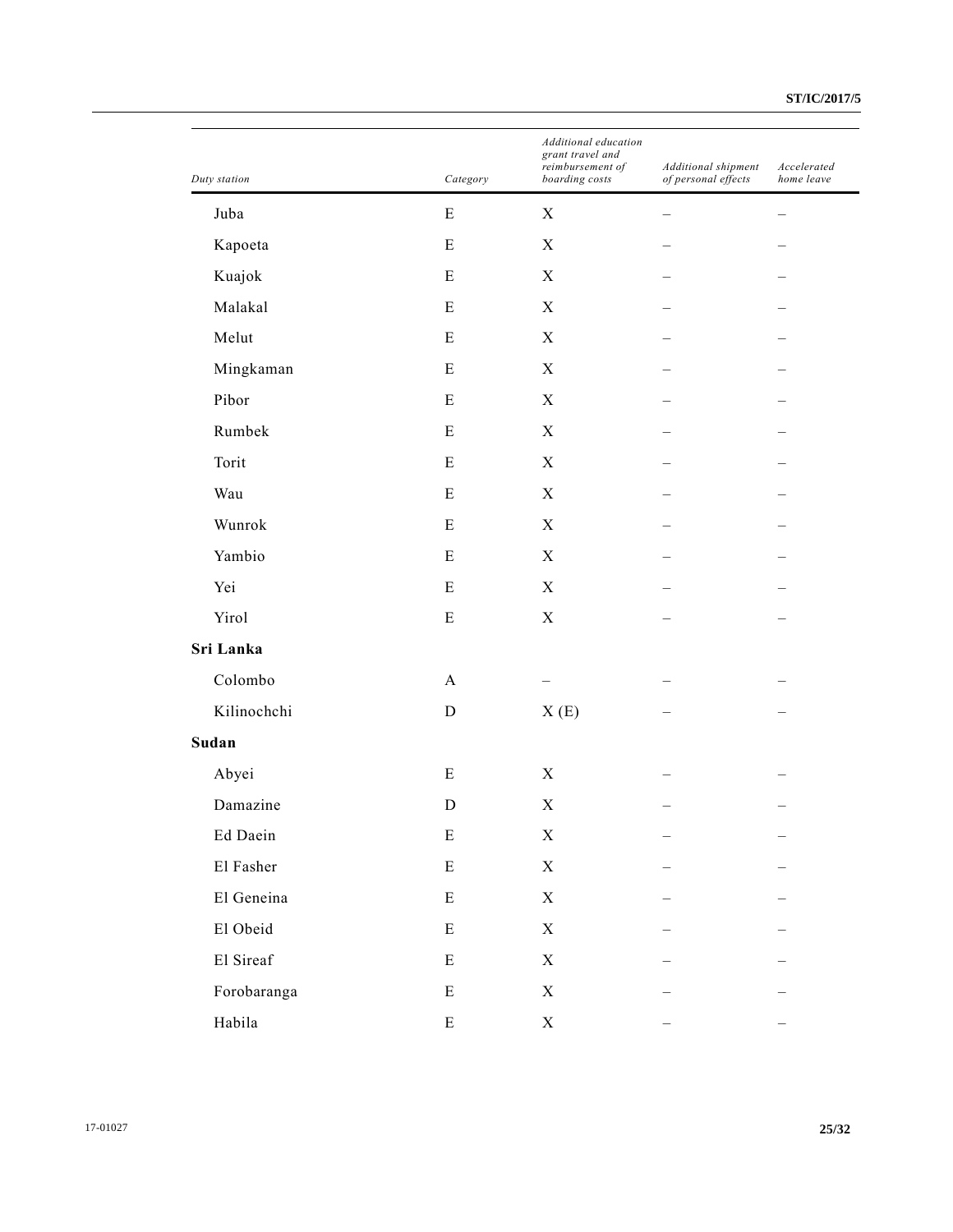| Duty station | Category | Additional education grant travel and reimbursement of boarding costs | Additional shipment of personal effects | Accelerated home leave |
|---|---|---|---|---|
| Juba | E | X | – | – |
| Kapoeta | E | X | – | – |
| Kuajok | E | X | – | – |
| Malakal | E | X | – | – |
| Melut | E | X | – | – |
| Mingkaman | E | X | – | – |
| Pibor | E | X | – | – |
| Rumbek | E | X | – | – |
| Torit | E | X | – | – |
| Wau | E | X | – | – |
| Wunrok | E | X | – | – |
| Yambio | E | X | – | – |
| Yei | E | X | – | – |
| Yirol | E | X | – | – |
| **Sri Lanka** | | | | |
| Colombo | A | – | – | – |
| Kilinochchi | D | X (E) | – | – |
| **Sudan** | | | | |
| Abyei | E | X | – | – |
| Damazine | D | X | – | – |
| Ed Daein | E | X | – | – |
| El Fasher | E | X | – | – |
| El Geneina | E | X | – | – |
| El Obeid | E | X | – | – |
| El Sireaf | E | X | – | – |
| Forobaranga | E | X | – | – |
| Habila | E | X | – | – |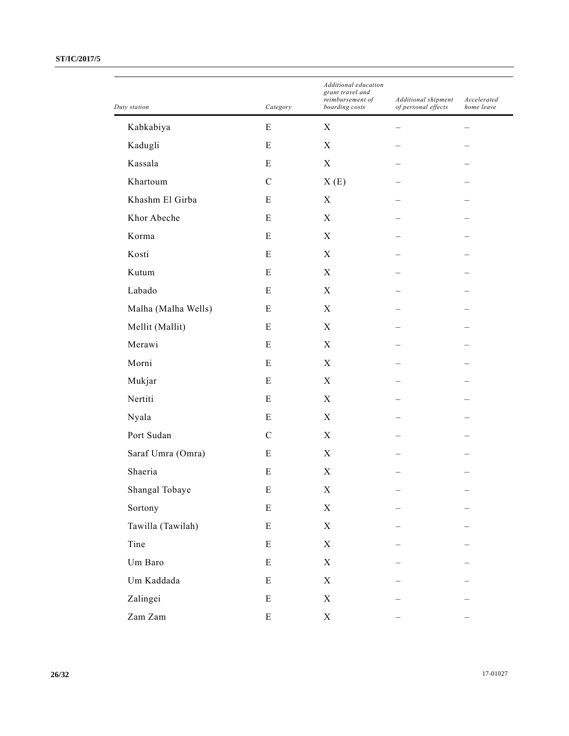| Duty station | Category | Additional education grant travel and reimbursement of boarding costs | Additional shipment of personal effects | Accelerated home leave |
| --- | --- | --- | --- | --- |
| Kabkabiya | E | X | – | – |
| Kadugli | E | X | – | – |
| Kassala | E | X | – | – |
| Khartoum | C | X (E) | – | – |
| Khashm El Girba | E | X | – | – |
| Khor Abeche | E | X | – | – |
| Korma | E | X | – | – |
| Kosti | E | X | – | – |
| Kutum | E | X | – | – |
| Labado | E | X | – | – |
| Malha (Malha Wells) | E | X | – | – |
| Mellit (Mallit) | E | X | – | – |
| Merawi | E | X | – | – |
| Morni | E | X | – | – |
| Mukjar | E | X | – | – |
| Nertiti | E | X | – | – |
| Nyala | E | X | – | – |
| Port Sudan | C | X | – | – |
| Saraf Umra (Omra) | E | X | – | – |
| Shaeria | E | X | – | – |
| Shangal Tobaye | E | X | – | – |
| Sortony | E | X | – | – |
| Tawilla (Tawilah) | E | X | – | – |
| Tine | E | X | – | – |
| Um Baro | E | X | – | – |
| Um Kaddada | E | X | – | – |
| Zalingei | E | X | – | – |
| Zam Zam | E | X | – | – |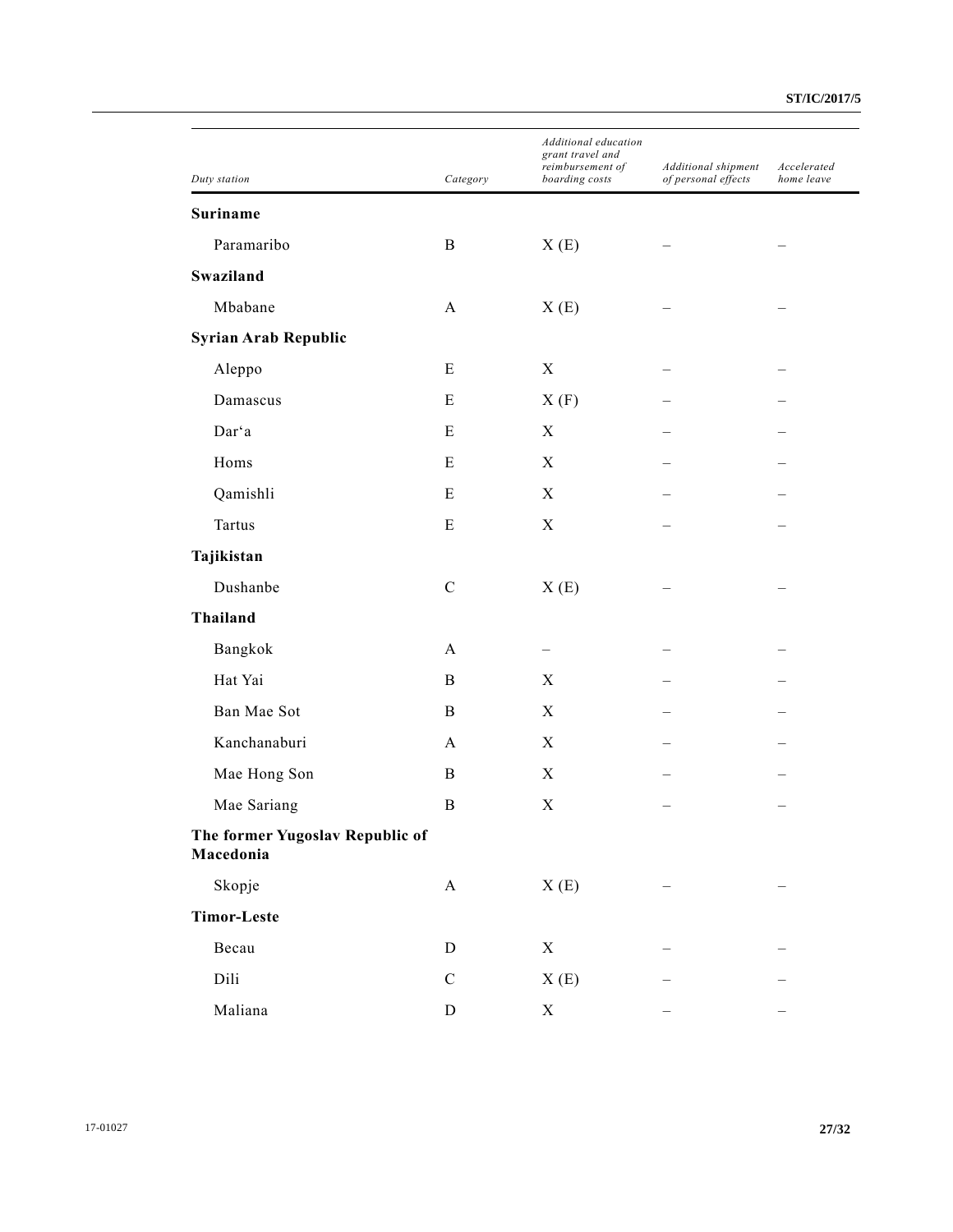| Duty station | Category | Additional education grant travel and reimbursement of boarding costs | Additional shipment of personal effects | Accelerated home leave |
|---|---|---|---|---|
| **Suriname** | | | | |
| Paramaribo | B | X (E) | – | – |
| **Swaziland** | | | | |
| Mbabane | A | X (E) | – | – |
| **Syrian Arab Republic** | | | | |
| Aleppo | E | X | – | – |
| Damascus | E | X (F) | – | – |
| Dar'a | E | X | – | – |
| Homs | E | X | – | – |
| Qamishli | E | X | – | – |
| Tartus | E | X | – | – |
| **Tajikistan** | | | | |
| Dushanbe | C | X (E) | – | – |
| **Thailand** | | | | |
| Bangkok | A | – | – | – |
| Hat Yai | B | X | – | – |
| Ban Mae Sot | B | X | – | – |
| Kanchanaburi | A | X | – | – |
| Mae Hong Son | B | X | – | – |
| Mae Sariang | B | X | – | – |
| **The former Yugoslav Republic of Macedonia** | | | | |
| Skopje | A | X (E) | – | – |
| **Timor-Leste** | | | | |
| Becau | D | X | – | – |
| Dili | C | X (E) | – | – |
| Maliana | D | X | – | – |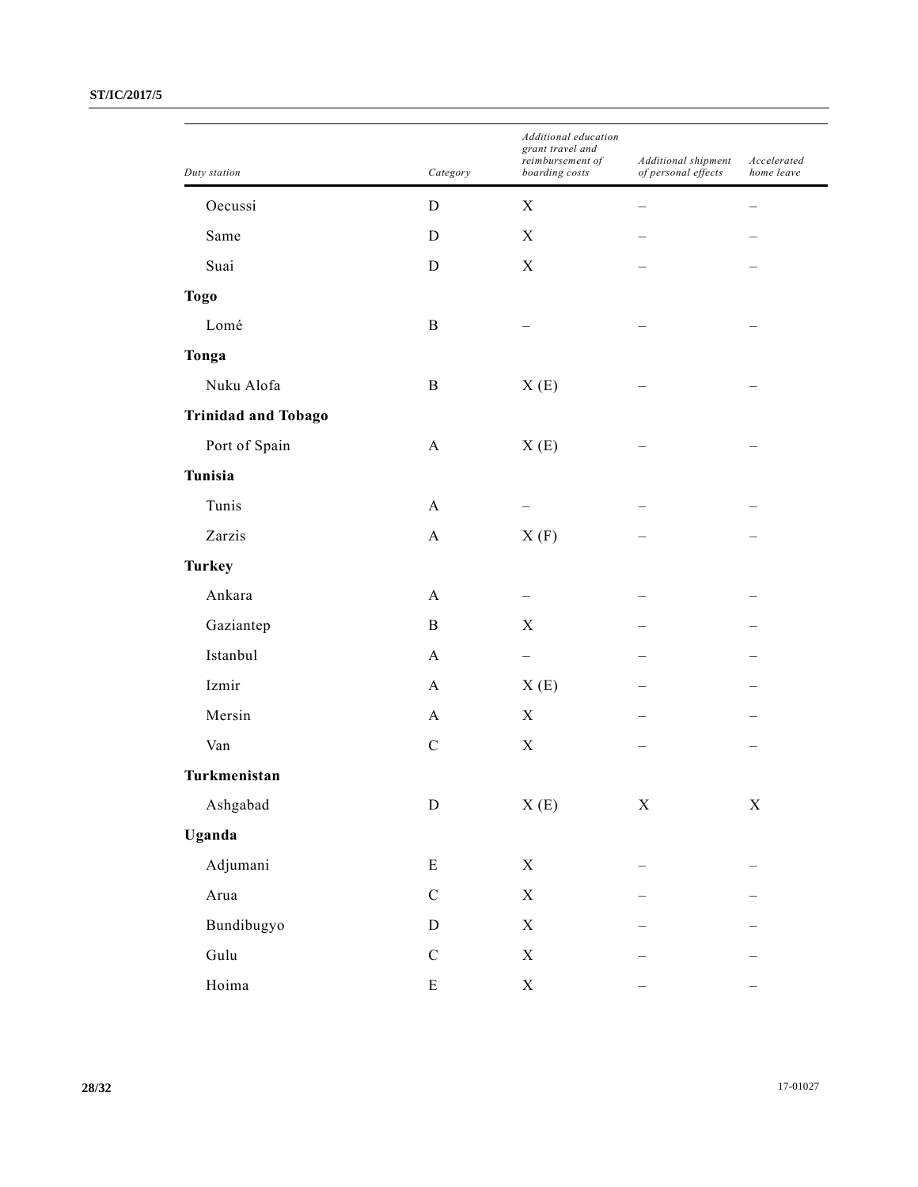| Duty station | Category | Additional education grant travel and reimbursement of boarding costs | Additional shipment of personal effects | Accelerated home leave |
|---|---|---|---|---|
| Oecussi | D | X | – | – |
| Same | D | X | – | – |
| Suai | D | X | – | – |
| **Togo** | | | | |
| Lomé | B | – | – | – |
| **Tonga** | | | | |
| Nuku Alofa | B | X (E) | – | – |
| **Trinidad and Tobago** | | | | |
| Port of Spain | A | X (E) | – | – |
| **Tunisia** | | | | |
| Tunis | A | – | – | – |
| Zarzis | A | X (F) | – | – |
| **Turkey** | | | | |
| Ankara | A | – | – | – |
| Gaziantep | B | X | – | – |
| Istanbul | A | – | – | – |
| Izmir | A | X (E) | – | – |
| Mersin | A | X | – | – |
| Van | C | X | – | – |
| **Turkmenistan** | | | | |
| Ashgabad | D | X (E) | X | X |
| **Uganda** | | | | |
| Adjumani | E | X | – | – |
| Arua | C | X | – | – |
| Bundibugyo | D | X | – | – |
| Gulu | C | X | – | – |
| Hoima | E | X | – | – |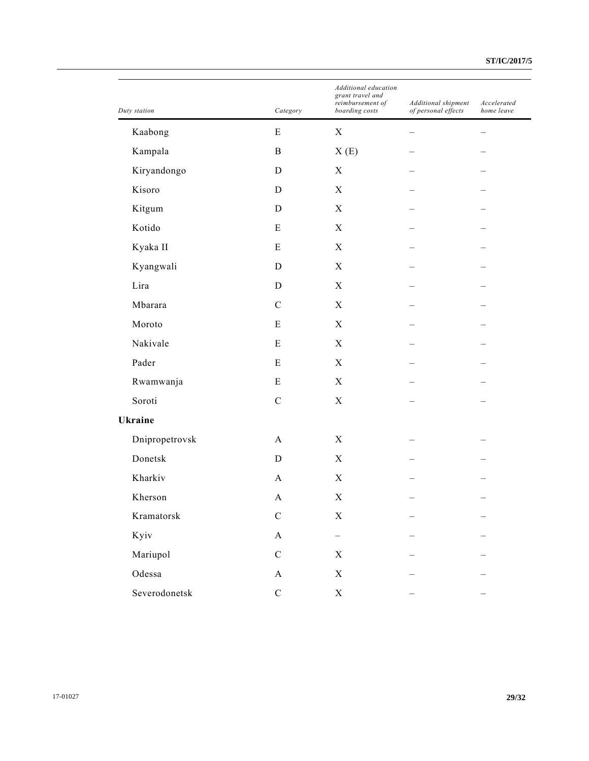| Duty station | Category | Additional education grant travel and reimbursement of boarding costs | Additional shipment of personal effects | Accelerated home leave |
|---|---|---|---|---|
| Kaabong | E | X | – | – |
| Kampala | B | X (E) | – | – |
| Kiryandongo | D | X | – | – |
| Kisoro | D | X | – | – |
| Kitgum | D | X | – | – |
| Kotido | E | X | – | – |
| Kyaka II | E | X | – | – |
| Kyangwali | D | X | – | – |
| Lira | D | X | – | – |
| Mbarara | C | X | – | – |
| Moroto | E | X | – | – |
| Nakivale | E | X | – | – |
| Pader | E | X | – | – |
| Rwamwanja | E | X | – | – |
| Soroti | C | X | – | – |
| **Ukraine** | | | | |
| Dnipropetrovsk | A | X | – | – |
| Donetsk | D | X | – | – |
| Kharkiv | A | X | – | – |
| Kherson | A | X | – | – |
| Kramatorsk | C | X | – | – |
| Kyiv | A | – | – | – |
| Mariupol | C | X | – | – |
| Odessa | A | X | – | – |
| Severodonetsk | C | X | – | – |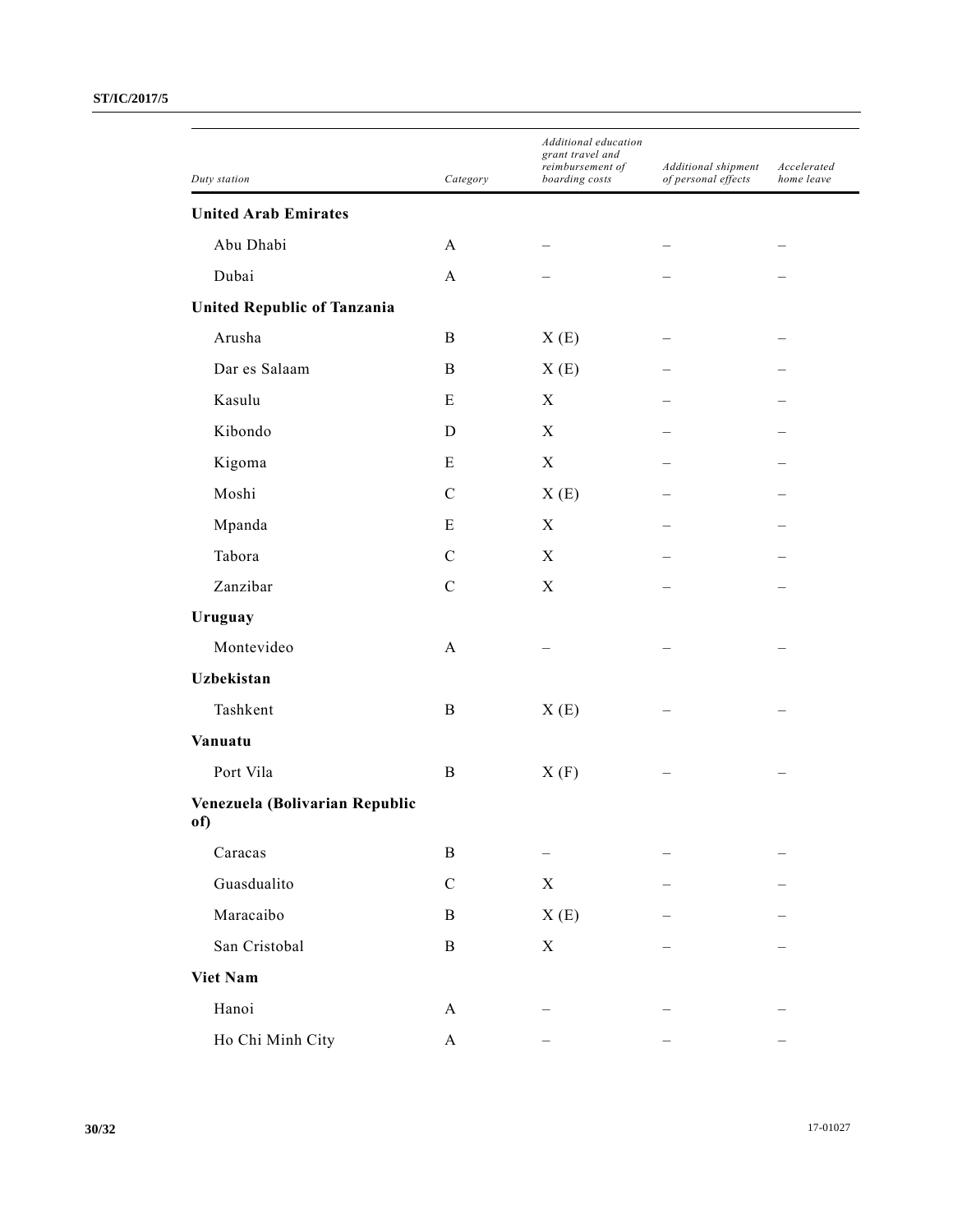| Duty station | Category | Additional education grant travel and reimbursement of boarding costs | Additional shipment of personal effects | Accelerated home leave |
|---|---|---|---|---|
| **United Arab Emirates** | | | | |
| Abu Dhabi | A | – | – | – |
| Dubai | A | – | – | – |
| **United Republic of Tanzania** | | | | |
| Arusha | B | X (E) | – | – |
| Dar es Salaam | B | X (E) | – | – |
| Kasulu | E | X | – | – |
| Kibondo | D | X | – | – |
| Kigoma | E | X | – | – |
| Moshi | C | X (E) | – | – |
| Mpanda | E | X | – | – |
| Tabora | C | X | – | – |
| Zanzibar | C | X | – | – |
| **Uruguay** | | | | |
| Montevideo | A | – | – | – |
| **Uzbekistan** | | | | |
| Tashkent | B | X (E) | – | – |
| **Vanuatu** | | | | |
| Port Vila | B | X (F) | – | – |
| **Venezuela (Bolivarian Republic of)** | | | | |
| Caracas | B | – | – | – |
| Guasdualito | C | X | – | – |
| Maracaibo | B | X (E) | – | – |
| San Cristobal | B | X | – | – |
| **Viet Nam** | | | | |
| Hanoi | A | – | – | – |
| Ho Chi Minh City | A | – | – | – |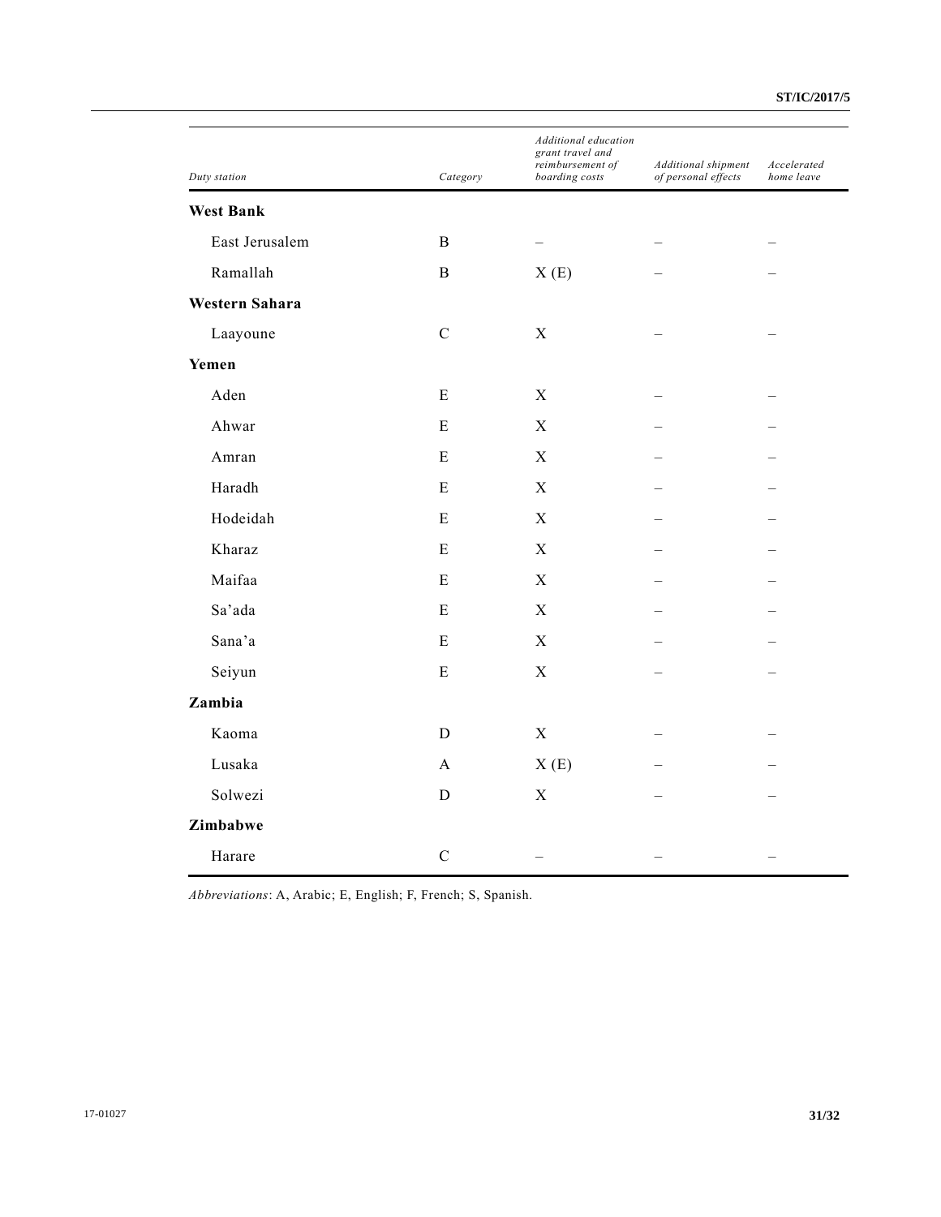| Duty station | Category | Additional education grant travel and reimbursement of boarding costs | Additional shipment of personal effects | Accelerated home leave |
|---|---|---|---|---|
| **West Bank** | | | | |
| East Jerusalem | B | – | – | – |
| Ramallah | B | X (E) | – | – |
| **Western Sahara** | | | | |
| Laayoune | C | X | – | – |
| **Yemen** | | | | |
| Aden | E | X | – | – |
| Ahwar | E | X | – | – |
| Amran | E | X | – | – |
| Haradh | E | X | – | – |
| Hodeidah | E | X | – | – |
| Kharaz | E | X | – | – |
| Maifaa | E | X | – | – |
| Sa’ada | E | X | – | – |
| Sana’a | E | X | – | – |
| Seiyun | E | X | – | – |
| **Zambia** | | | | |
| Kaoma | D | X | – | – |
| Lusaka | A | X (E) | – | – |
| Solwezi | D | X | – | – |
| **Zimbabwe** | | | | |
| Harare | C | – | – | – |

*Abbreviations*: A, Arabic; E, English; F, French; S, Spanish.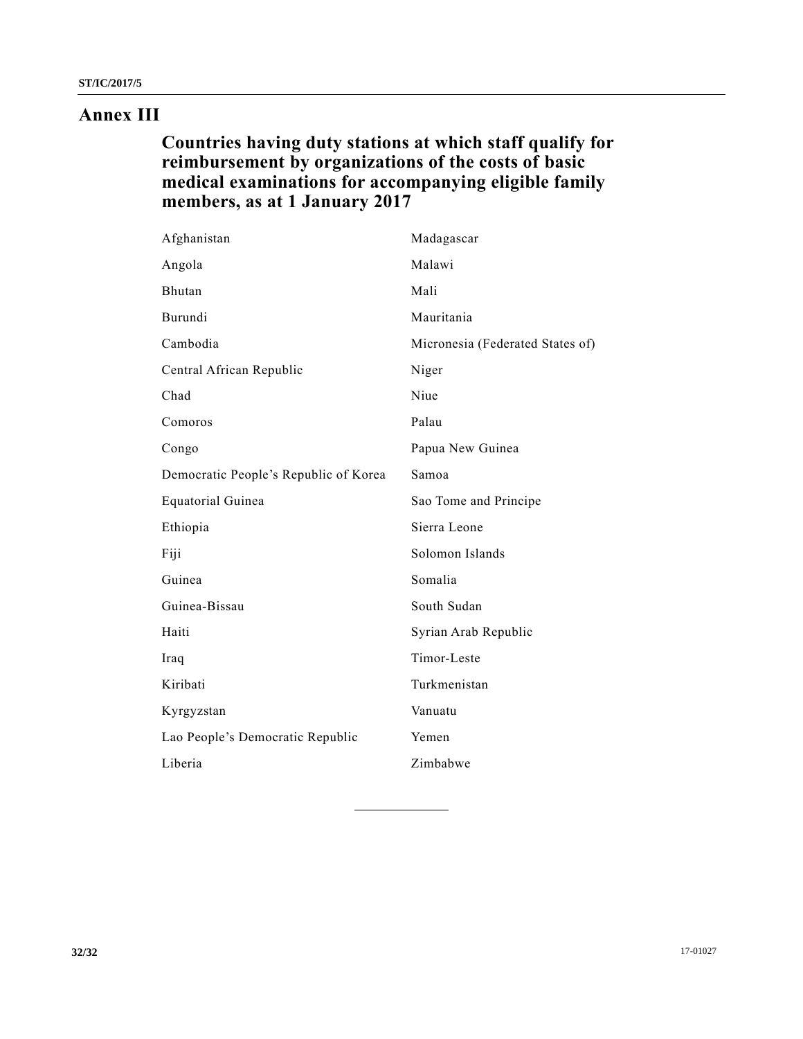# Annex III

## Countries having duty stations at which staff qualify for reimbursement by organizations of the costs of basic medical examinations for accompanying eligible family members, as at 1 January 2017

Afghanistan

Angola

Bhutan

Burundi

Cambodia

Central African Republic

Chad

Comoros

Congo

Democratic People's Republic of Korea

Equatorial Guinea

Ethiopia

Fiji

Guinea

Guinea-Bissau

Haiti

Iraq

Kiribati

Kyrgyzstan

Lao People's Democratic Republic

Liberia

Madagascar

Malawi

Mali

Mauritania

Micronesia (Federated States of)

Niger

Niue

Palau

Papua New Guinea

Samoa

Sao Tome and Principe

Sierra Leone

Solomon Islands

Somalia

South Sudan

Syrian Arab Republic

Timor-Leste

Turkmenistan

Vanuatu

Yemen

Zimbabwe